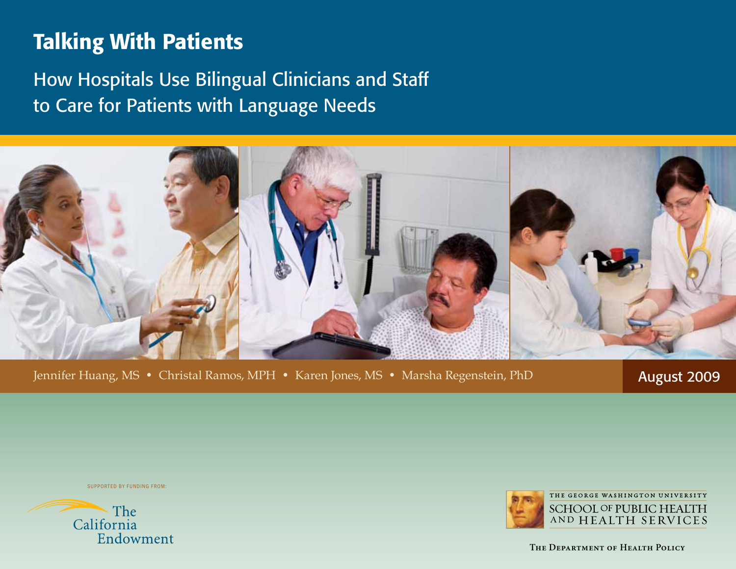# Talking With Patients

## How Hospitals Use Bilingual Clinicians and Staff to Care for Patients with Language Needs

Jennifer Huang, MS • Christal Ramos, MPH • Karen Jones, MS • Marsha Regenstein, PhD

August 2009

SUPPORTED BY FUNDING FROM:

The California Endowment

THE GEORGE WASHINGTON UNIVERSITY
SCHOOL OF PUBLIC HEALTH AND HEALTH SERVICES

The Department of Health Policy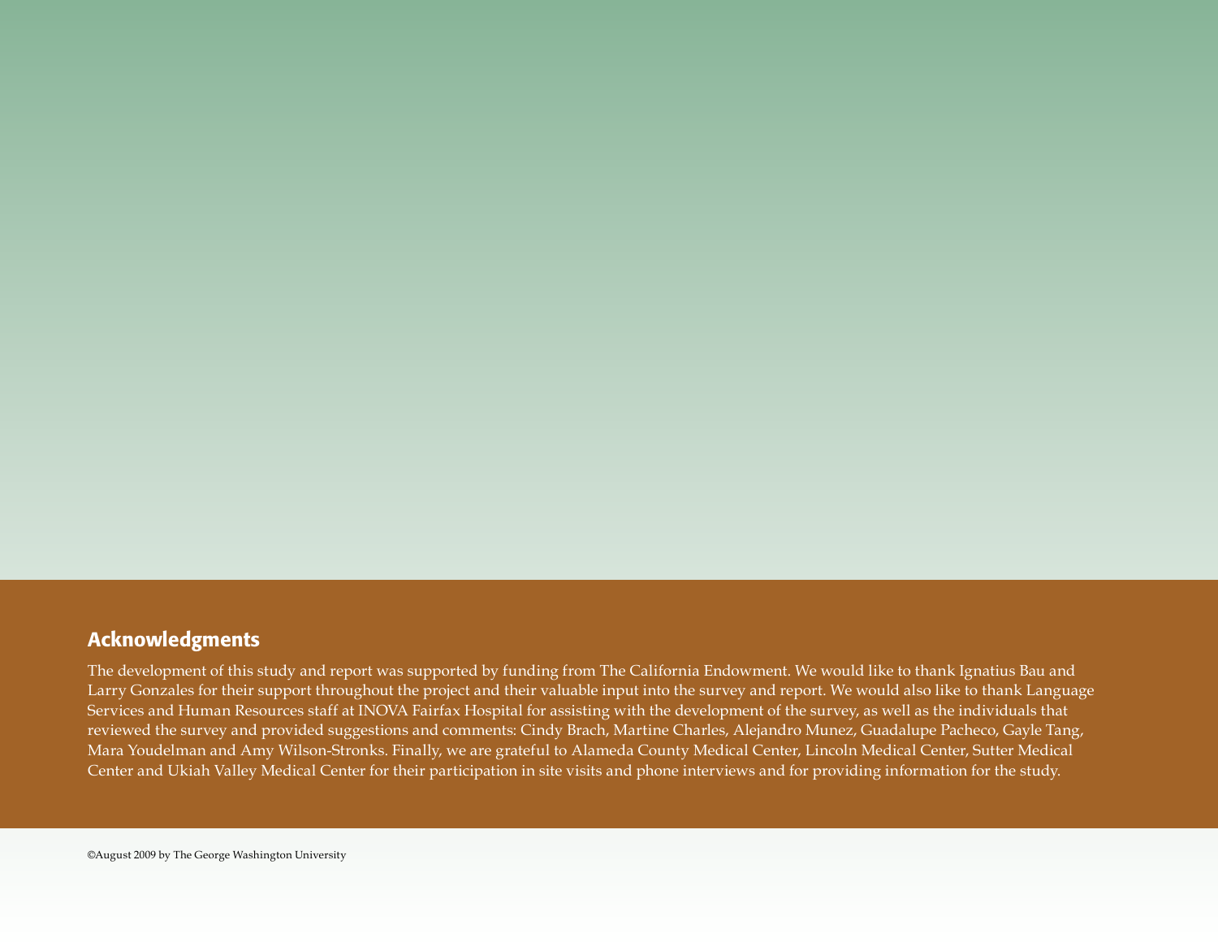## Acknowledgments

The development of this study and report was supported by funding from The California Endowment. We would like to thank Ignatius Bau and Larry Gonzales for their support throughout the project and their valuable input into the survey and report. We would also like to thank Language Services and Human Resources staff at INOVA Fairfax Hospital for assisting with the development of the survey, as well as the individuals that reviewed the survey and provided suggestions and comments: Cindy Brach, Martine Charles, Alejandro Munez, Guadalupe Pacheco, Gayle Tang, Mara Youdelman and Amy Wilson-Stronks. Finally, we are grateful to Alameda County Medical Center, Lincoln Medical Center, Sutter Medical Center and Ukiah Valley Medical Center for their participation in site visits and phone interviews and for providing information for the study.

©August 2009 by The George Washington University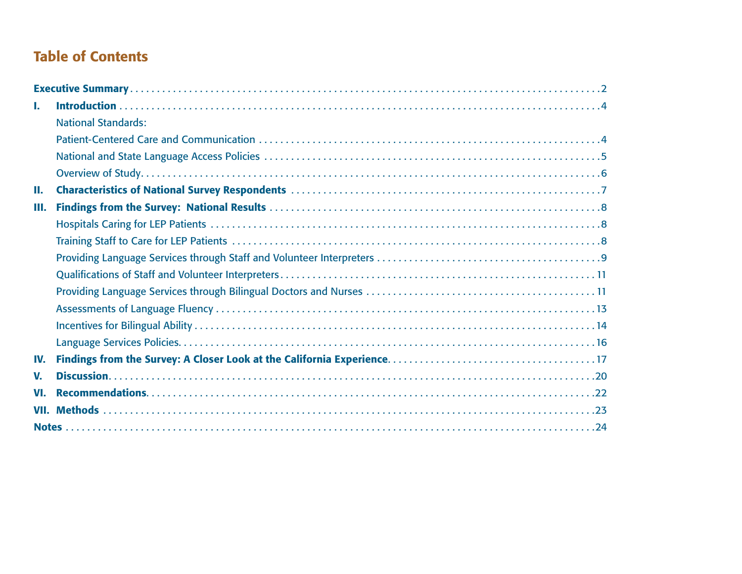# Table of Contents

**Executive Summary** ....................................................................................... 2

**I. Introduction** ............................................................................................. 4

National Standards:

Patient-Centered Care and Communication ................................................... 4

National and State Language Access Policies ................................................. 5

Overview of Study........................................................................................ 6

**II. Characteristics of National Survey Respondents** ........................................ 7

**III. Findings from the Survey: National Results** ............................................... 8

Hospitals Caring for LEP Patients ................................................................. 8

Training Staff to Care for LEP Patients .......................................................... 8

Providing Language Services through Staff and Volunteer Interpreters ............... 9

Qualifications of Staff and Volunteer Interpreters.......................................... 11

Providing Language Services through Bilingual Doctors and Nurses ................. 11

Assessments of Language Fluency ............................................................... 13

Incentives for Bilingual Ability ..................................................................... 14

Language Services Policies........................................................................... 16

**IV. Findings from the Survey: A Closer Look at the California Experience**.............. 17

**V. Discussion**.............................................................................................. 20

**VI. Recommendations**................................................................................... 22

**VII. Methods** ............................................................................................... 23

**Notes** .......................................................................................................... 24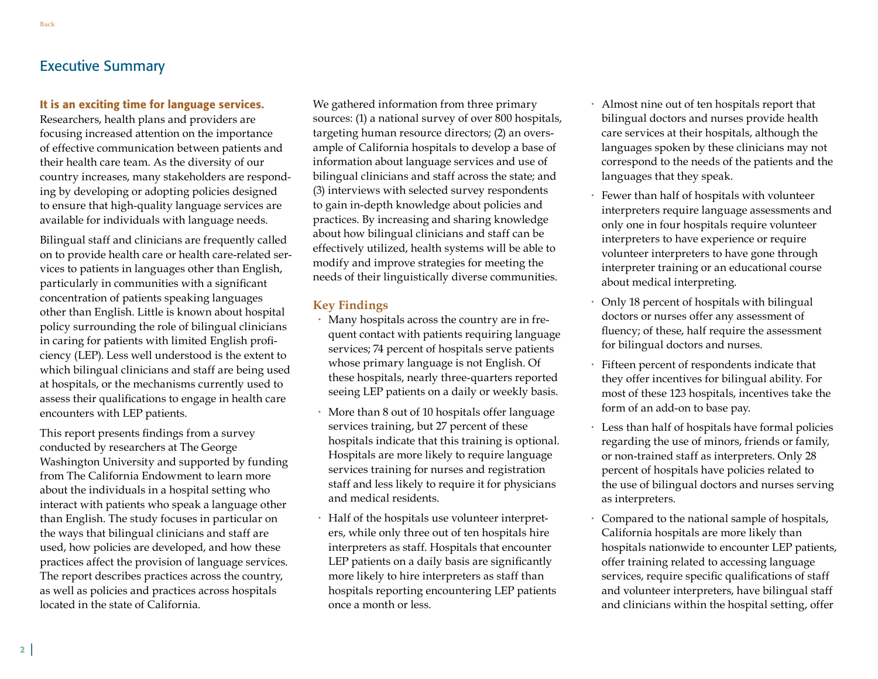## Executive Summary

**It is an exciting time for language services.** Researchers, health plans and providers are focusing increased attention on the importance of effective communication between patients and their health care team. As the diversity of our country increases, many stakeholders are responding by developing or adopting policies designed to ensure that high-quality language services are available for individuals with language needs.

Bilingual staff and clinicians are frequently called on to provide health care or health care-related services to patients in languages other than English, particularly in communities with a significant concentration of patients speaking languages other than English. Little is known about hospital policy surrounding the role of bilingual clinicians in caring for patients with limited English proficiency (LEP). Less well understood is the extent to which bilingual clinicians and staff are being used at hospitals, or the mechanisms currently used to assess their qualifications to engage in health care encounters with LEP patients.

This report presents findings from a survey conducted by researchers at The George Washington University and supported by funding from The California Endowment to learn more about the individuals in a hospital setting who interact with patients who speak a language other than English. The study focuses in particular on the ways that bilingual clinicians and staff are used, how policies are developed, and how these practices affect the provision of language services. The report describes practices across the country, as well as policies and practices across hospitals located in the state of California.

We gathered information from three primary sources: (1) a national survey of over 800 hospitals, targeting human resource directors; (2) an oversample of California hospitals to develop a base of information about language services and use of bilingual clinicians and staff across the state; and (3) interviews with selected survey respondents to gain in-depth knowledge about policies and practices. By increasing and sharing knowledge about how bilingual clinicians and staff can be effectively utilized, health systems will be able to modify and improve strategies for meeting the needs of their linguistically diverse communities.

### Key Findings

- Many hospitals across the country are in frequent contact with patients requiring language services; 74 percent of hospitals serve patients whose primary language is not English. Of these hospitals, nearly three-quarters reported seeing LEP patients on a daily or weekly basis.
- More than 8 out of 10 hospitals offer language services training, but 27 percent of these hospitals indicate that this training is optional. Hospitals are more likely to require language services training for nurses and registration staff and less likely to require it for physicians and medical residents.
- Half of the hospitals use volunteer interpreters, while only three out of ten hospitals hire interpreters as staff. Hospitals that encounter LEP patients on a daily basis are significantly more likely to hire interpreters as staff than hospitals reporting encountering LEP patients once a month or less.
- Almost nine out of ten hospitals report that bilingual doctors and nurses provide health care services at their hospitals, although the languages spoken by these clinicians may not correspond to the needs of the patients and the languages that they speak.
- Fewer than half of hospitals with volunteer interpreters require language assessments and only one in four hospitals require volunteer interpreters to have experience or require volunteer interpreters to have gone through interpreter training or an educational course about medical interpreting.
- Only 18 percent of hospitals with bilingual doctors or nurses offer any assessment of fluency; of these, half require the assessment for bilingual doctors and nurses.
- Fifteen percent of respondents indicate that they offer incentives for bilingual ability. For most of these 123 hospitals, incentives take the form of an add-on to base pay.
- Less than half of hospitals have formal policies regarding the use of minors, friends or family, or non-trained staff as interpreters. Only 28 percent of hospitals have policies related to the use of bilingual doctors and nurses serving as interpreters.
- Compared to the national sample of hospitals, California hospitals are more likely than hospitals nationwide to encounter LEP patients, offer training related to accessing language services, require specific qualifications of staff and volunteer interpreters, have bilingual staff and clinicians within the hospital setting, offer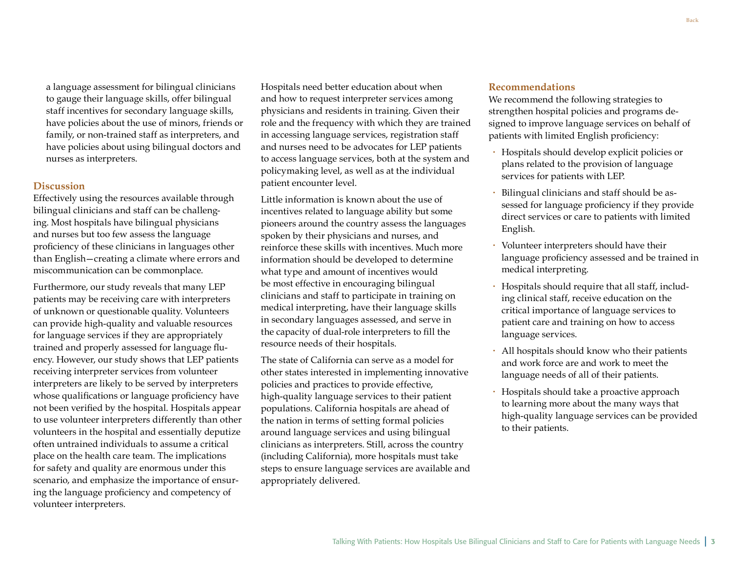a language assessment for bilingual clinicians to gauge their language skills, offer bilingual staff incentives for secondary language skills, have policies about the use of minors, friends or family, or non-trained staff as interpreters, and have policies about using bilingual doctors and nurses as interpreters.

## Discussion

Effectively using the resources available through bilingual clinicians and staff can be challenging. Most hospitals have bilingual physicians and nurses but too few assess the language proficiency of these clinicians in languages other than English—creating a climate where errors and miscommunication can be commonplace.

Furthermore, our study reveals that many LEP patients may be receiving care with interpreters of unknown or questionable quality. Volunteers can provide high-quality and valuable resources for language services if they are appropriately trained and properly assessed for language fluency. However, our study shows that LEP patients receiving interpreter services from volunteer interpreters are likely to be served by interpreters whose qualifications or language proficiency have not been verified by the hospital. Hospitals appear to use volunteer interpreters differently than other volunteers in the hospital and essentially deputize often untrained individuals to assume a critical place on the health care team. The implications for safety and quality are enormous under this scenario, and emphasize the importance of ensuring the language proficiency and competency of volunteer interpreters.

Hospitals need better education about when and how to request interpreter services among physicians and residents in training. Given their role and the frequency with which they are trained in accessing language services, registration staff and nurses need to be advocates for LEP patients to access language services, both at the system and policymaking level, as well as at the individual patient encounter level.

Little information is known about the use of incentives related to language ability but some pioneers around the country assess the languages spoken by their physicians and nurses, and reinforce these skills with incentives. Much more information should be developed to determine what type and amount of incentives would be most effective in encouraging bilingual clinicians and staff to participate in training on medical interpreting, have their language skills in secondary languages assessed, and serve in the capacity of dual-role interpreters to fill the resource needs of their hospitals.

The state of California can serve as a model for other states interested in implementing innovative policies and practices to provide effective, high-quality language services to their patient populations. California hospitals are ahead of the nation in terms of setting formal policies around language services and using bilingual clinicians as interpreters. Still, across the country (including California), more hospitals must take steps to ensure language services are available and appropriately delivered.

## Recommendations

We recommend the following strategies to strengthen hospital policies and programs designed to improve language services on behalf of patients with limited English proficiency:

- Hospitals should develop explicit policies or plans related to the provision of language services for patients with LEP.
- Bilingual clinicians and staff should be assessed for language proficiency if they provide direct services or care to patients with limited English.
- Volunteer interpreters should have their language proficiency assessed and be trained in medical interpreting.
- Hospitals should require that all staff, including clinical staff, receive education on the critical importance of language services to patient care and training on how to access language services.
- All hospitals should know who their patients and work force are and work to meet the language needs of all of their patients.
- Hospitals should take a proactive approach to learning more about the many ways that high-quality language services can be provided to their patients.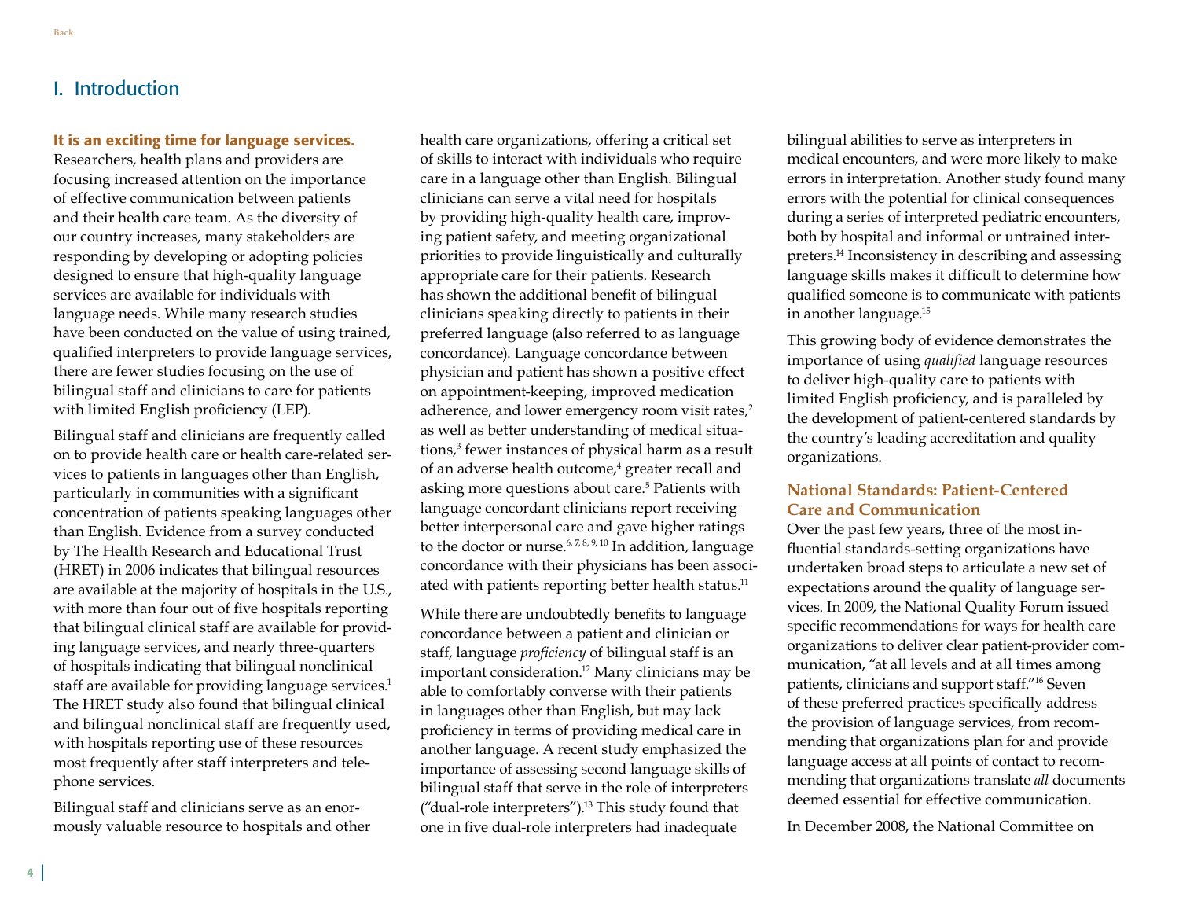# I. Introduction

**It is an exciting time for language services.** Researchers, health plans and providers are focusing increased attention on the importance of effective communication between patients and their health care team. As the diversity of our country increases, many stakeholders are responding by developing or adopting policies designed to ensure that high-quality language services are available for individuals with language needs. While many research studies have been conducted on the value of using trained, qualified interpreters to provide language services, there are fewer studies focusing on the use of bilingual staff and clinicians to care for patients with limited English proficiency (LEP).

Bilingual staff and clinicians are frequently called on to provide health care or health care-related services to patients in languages other than English, particularly in communities with a significant concentration of patients speaking languages other than English. Evidence from a survey conducted by The Health Research and Educational Trust (HRET) in 2006 indicates that bilingual resources are available at the majority of hospitals in the U.S., with more than four out of five hospitals reporting that bilingual clinical staff are available for providing language services, and nearly three-quarters of hospitals indicating that bilingual nonclinical staff are available for providing language services.[1] The HRET study also found that bilingual clinical and bilingual nonclinical staff are frequently used, with hospitals reporting use of these resources most frequently after staff interpreters and telephone services.

Bilingual staff and clinicians serve as an enormously valuable resource to hospitals and other health care organizations, offering a critical set of skills to interact with individuals who require care in a language other than English. Bilingual clinicians can serve a vital need for hospitals by providing high-quality health care, improving patient safety, and meeting organizational priorities to provide linguistically and culturally appropriate care for their patients. Research has shown the additional benefit of bilingual clinicians speaking directly to patients in their preferred language (also referred to as language concordance). Language concordance between physician and patient has shown a positive effect on appointment-keeping, improved medication adherence, and lower emergency room visit rates,[2] as well as better understanding of medical situations,[3] fewer instances of physical harm as a result of an adverse health outcome,[4] greater recall and asking more questions about care.[5] Patients with language concordant clinicians report receiving better interpersonal care and gave higher ratings to the doctor or nurse.[6, 7, 8, 9, 10] In addition, language concordance with their physicians has been associated with patients reporting better health status.[11]

While there are undoubtedly benefits to language concordance between a patient and clinician or staff, language *proficiency* of bilingual staff is an important consideration.[12] Many clinicians may be able to comfortably converse with their patients in languages other than English, but may lack proficiency in terms of providing medical care in another language. A recent study emphasized the importance of assessing second language skills of bilingual staff that serve in the role of interpreters ("dual-role interpreters").[13] This study found that one in five dual-role interpreters had inadequate bilingual abilities to serve as interpreters in medical encounters, and were more likely to make errors in interpretation. Another study found many errors with the potential for clinical consequences during a series of interpreted pediatric encounters, both by hospital and informal or untrained interpreters.[14] Inconsistency in describing and assessing language skills makes it difficult to determine how qualified someone is to communicate with patients in another language.[15]

This growing body of evidence demonstrates the importance of using *qualified* language resources to deliver high-quality care to patients with limited English proficiency, and is paralleled by the development of patient-centered standards by the country's leading accreditation and quality organizations.

### National Standards: Patient-Centered Care and Communication

Over the past few years, three of the most influential standards-setting organizations have undertaken broad steps to articulate a new set of expectations around the quality of language services. In 2009, the National Quality Forum issued specific recommendations for ways for health care organizations to deliver clear patient-provider communication, "at all levels and at all times among patients, clinicians and support staff."[16] Seven of these preferred practices specifically address the provision of language services, from recommending that organizations plan for and provide language access at all points of contact to recommending that organizations translate *all* documents deemed essential for effective communication.

In December 2008, the National Committee on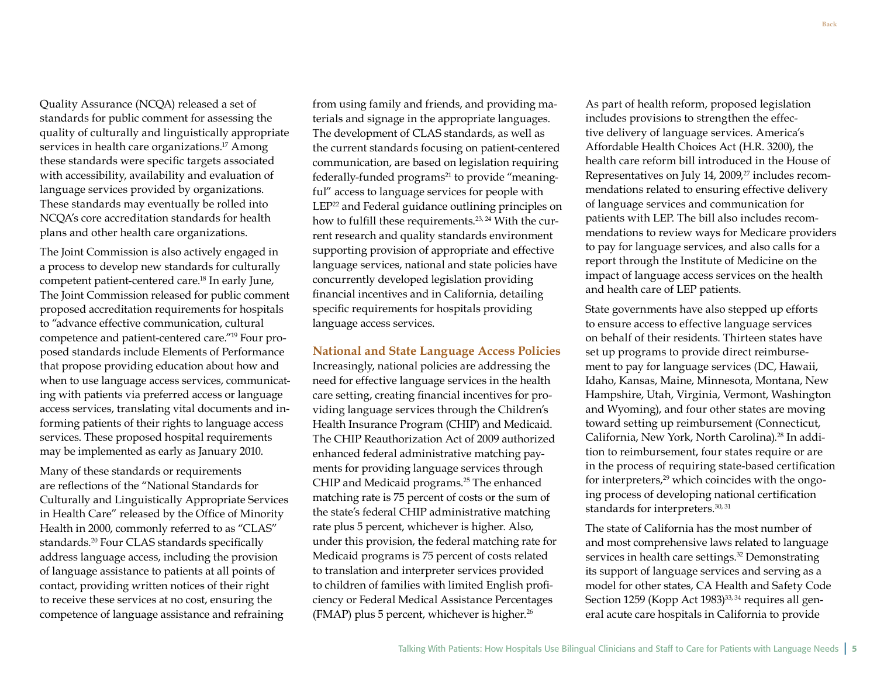Quality Assurance (NCQA) released a set of standards for public comment for assessing the quality of culturally and linguistically appropriate services in health care organizations.[17] Among these standards were specific targets associated with accessibility, availability and evaluation of language services provided by organizations. These standards may eventually be rolled into NCQA's core accreditation standards for health plans and other health care organizations.

The Joint Commission is also actively engaged in a process to develop new standards for culturally competent patient-centered care.[18] In early June, The Joint Commission released for public comment proposed accreditation requirements for hospitals to "advance effective communication, cultural competence and patient-centered care."[19] Four proposed standards include Elements of Performance that propose providing education about how and when to use language access services, communicating with patients via preferred access or language access services, translating vital documents and informing patients of their rights to language access services. These proposed hospital requirements may be implemented as early as January 2010.

Many of these standards or requirements are reflections of the "National Standards for Culturally and Linguistically Appropriate Services in Health Care" released by the Office of Minority Health in 2000, commonly referred to as "CLAS" standards.[20] Four CLAS standards specifically address language access, including the provision of language assistance to patients at all points of contact, providing written notices of their right to receive these services at no cost, ensuring the competence of language assistance and refraining from using family and friends, and providing materials and signage in the appropriate languages. The development of CLAS standards, as well as the current standards focusing on patient-centered communication, are based on legislation requiring federally-funded programs[21] to provide "meaningful" access to language services for people with LEP[22] and Federal guidance outlining principles on how to fulfill these requirements.[23, 24] With the current research and quality standards environment supporting provision of appropriate and effective language services, national and state policies have concurrently developed legislation providing financial incentives and in California, detailing specific requirements for hospitals providing language access services.

## National and State Language Access Policies

Increasingly, national policies are addressing the need for effective language services in the health care setting, creating financial incentives for providing language services through the Children's Health Insurance Program (CHIP) and Medicaid. The CHIP Reauthorization Act of 2009 authorized enhanced federal administrative matching payments for providing language services through CHIP and Medicaid programs.[25] The enhanced matching rate is 75 percent of costs or the sum of the state's federal CHIP administrative matching rate plus 5 percent, whichever is higher. Also, under this provision, the federal matching rate for Medicaid programs is 75 percent of costs related to translation and interpreter services provided to children of families with limited English proficiency or Federal Medical Assistance Percentages (FMAP) plus 5 percent, whichever is higher.[26]

As part of health reform, proposed legislation includes provisions to strengthen the effective delivery of language services. America's Affordable Health Choices Act (H.R. 3200), the health care reform bill introduced in the House of Representatives on July 14, 2009,[27] includes recommendations related to ensuring effective delivery of language services and communication for patients with LEP. The bill also includes recommendations to review ways for Medicare providers to pay for language services, and also calls for a report through the Institute of Medicine on the impact of language access services on the health and health care of LEP patients.

State governments have also stepped up efforts to ensure access to effective language services on behalf of their residents. Thirteen states have set up programs to provide direct reimbursement to pay for language services (DC, Hawaii, Idaho, Kansas, Maine, Minnesota, Montana, New Hampshire, Utah, Virginia, Vermont, Washington and Wyoming), and four other states are moving toward setting up reimbursement (Connecticut, California, New York, North Carolina).[28] In addition to reimbursement, four states require or are in the process of requiring state-based certification for interpreters,[29] which coincides with the ongoing process of developing national certification standards for interpreters.[30, 31]

The state of California has the most number of and most comprehensive laws related to language services in health care settings.[32] Demonstrating its support of language services and serving as a model for other states, CA Health and Safety Code Section 1259 (Kopp Act 1983)[33, 34] requires all general acute care hospitals in California to provide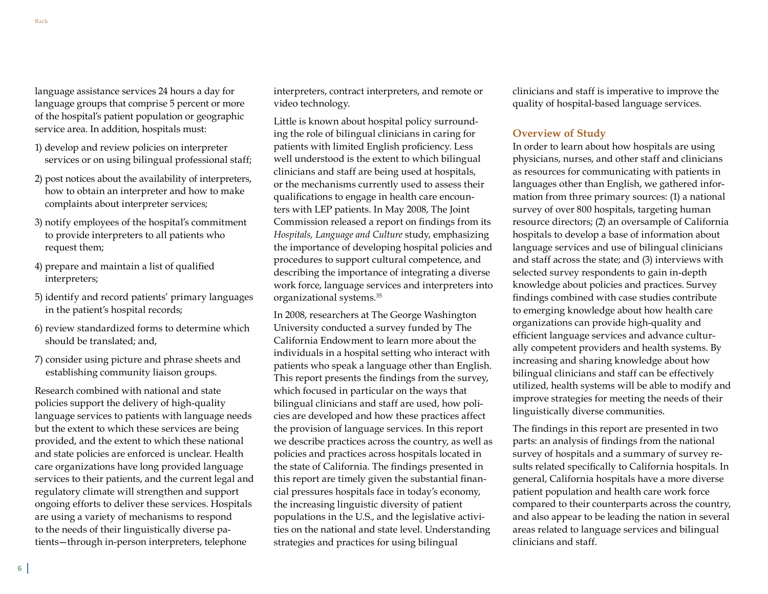language assistance services 24 hours a day for language groups that comprise 5 percent or more of the hospital's patient population or geographic service area. In addition, hospitals must:

1) develop and review policies on interpreter services or on using bilingual professional staff;
2) post notices about the availability of interpreters, how to obtain an interpreter and how to make complaints about interpreter services;
3) notify employees of the hospital's commitment to provide interpreters to all patients who request them;
4) prepare and maintain a list of qualified interpreters;
5) identify and record patients' primary languages in the patient's hospital records;
6) review standardized forms to determine which should be translated; and,
7) consider using picture and phrase sheets and establishing community liaison groups.

Research combined with national and state policies support the delivery of high-quality language services to patients with language needs but the extent to which these services are being provided, and the extent to which these national and state policies are enforced is unclear. Health care organizations have long provided language services to their patients, and the current legal and regulatory climate will strengthen and support ongoing efforts to deliver these services. Hospitals are using a variety of mechanisms to respond to the needs of their linguistically diverse patients—through in-person interpreters, telephone interpreters, contract interpreters, and remote or video technology.

Little is known about hospital policy surrounding the role of bilingual clinicians in caring for patients with limited English proficiency. Less well understood is the extent to which bilingual clinicians and staff are being used at hospitals, or the mechanisms currently used to assess their qualifications to engage in health care encounters with LEP patients. In May 2008, The Joint Commission released a report on findings from its *Hospitals, Language and Culture* study, emphasizing the importance of developing hospital policies and procedures to support cultural competence, and describing the importance of integrating a diverse work force, language services and interpreters into organizational systems.[35]

In 2008, researchers at The George Washington University conducted a survey funded by The California Endowment to learn more about the individuals in a hospital setting who interact with patients who speak a language other than English. This report presents the findings from the survey, which focused in particular on the ways that bilingual clinicians and staff are used, how policies are developed and how these practices affect the provision of language services. In this report we describe practices across the country, as well as policies and practices across hospitals located in the state of California. The findings presented in this report are timely given the substantial financial pressures hospitals face in today's economy, the increasing linguistic diversity of patient populations in the U.S., and the legislative activities on the national and state level. Understanding strategies and practices for using bilingual clinicians and staff is imperative to improve the quality of hospital-based language services.

## Overview of Study

In order to learn about how hospitals are using physicians, nurses, and other staff and clinicians as resources for communicating with patients in languages other than English, we gathered information from three primary sources: (1) a national survey of over 800 hospitals, targeting human resource directors; (2) an oversample of California hospitals to develop a base of information about language services and use of bilingual clinicians and staff across the state; and (3) interviews with selected survey respondents to gain in-depth knowledge about policies and practices. Survey findings combined with case studies contribute to emerging knowledge about how health care organizations can provide high-quality and efficient language services and advance culturally competent providers and health systems. By increasing and sharing knowledge about how bilingual clinicians and staff can be effectively utilized, health systems will be able to modify and improve strategies for meeting the needs of their linguistically diverse communities.

The findings in this report are presented in two parts: an analysis of findings from the national survey of hospitals and a summary of survey results related specifically to California hospitals. In general, California hospitals have a more diverse patient population and health care work force compared to their counterparts across the country, and also appear to be leading the nation in several areas related to language services and bilingual clinicians and staff.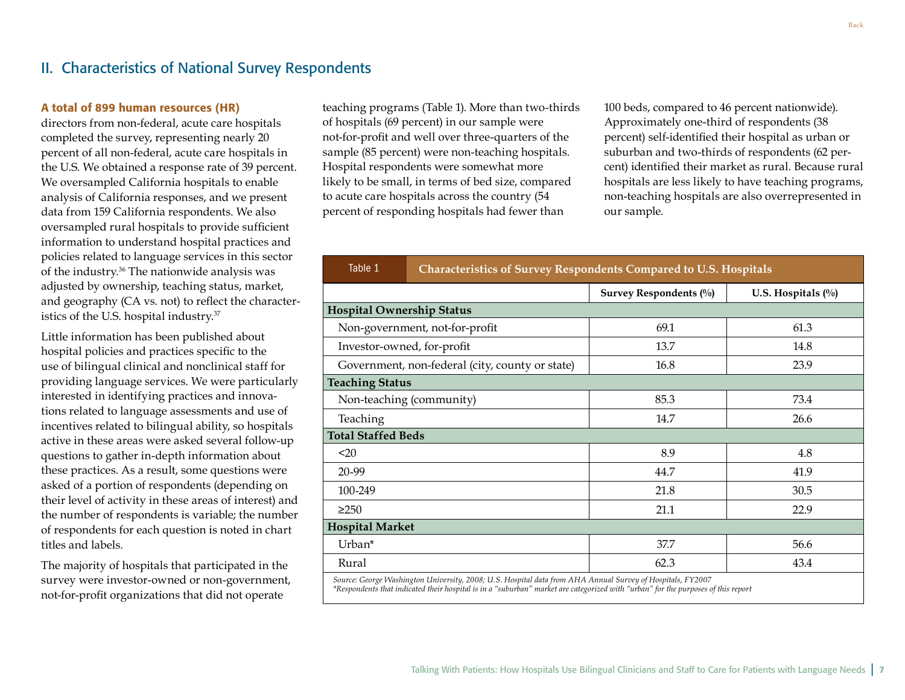## II. Characteristics of National Survey Respondents

**A total of 899 human resources (HR)** directors from non-federal, acute care hospitals completed the survey, representing nearly 20 percent of all non-federal, acute care hospitals in the U.S. We obtained a response rate of 39 percent. We oversampled California hospitals to enable analysis of California responses, and we present data from 159 California respondents. We also oversampled rural hospitals to provide sufficient information to understand hospital practices and policies related to language services in this sector of the industry.[36] The nationwide analysis was adjusted by ownership, teaching status, market, and geography (CA vs. not) to reflect the characteristics of the U.S. hospital industry.[37]

Little information has been published about hospital policies and practices specific to the use of bilingual clinical and nonclinical staff for providing language services. We were particularly interested in identifying practices and innovations related to language assessments and use of incentives related to bilingual ability, so hospitals active in these areas were asked several follow-up questions to gather in-depth information about these practices. As a result, some questions were asked of a portion of respondents (depending on their level of activity in these areas of interest) and the number of respondents is variable; the number of respondents for each question is noted in chart titles and labels.

The majority of hospitals that participated in the survey were investor-owned or non-government, not-for-profit organizations that did not operate teaching programs (Table 1). More than two-thirds of hospitals (69 percent) in our sample were not-for-profit and well over three-quarters of the sample (85 percent) were non-teaching hospitals. Hospital respondents were somewhat more likely to be small, in terms of bed size, compared to acute care hospitals across the country (54 percent of responding hospitals had fewer than 100 beds, compared to 46 percent nationwide). Approximately one-third of respondents (38 percent) self-identified their hospital as urban or suburban and two-thirds of respondents (62 percent) identified their market as rural. Because rural hospitals are less likely to have teaching programs, non-teaching hospitals are also overrepresented in our sample.

**Table 1 Characteristics of Survey Respondents Compared to U.S. Hospitals**

| | Survey Respondents (%) | U.S. Hospitals (%) |
|---|---|---|
| **Hospital Ownership Status** | | |
| Non-government, not-for-profit | 69.1 | 61.3 |
| Investor-owned, for-profit | 13.7 | 14.8 |
| Government, non-federal (city, county or state) | 16.8 | 23.9 |
| **Teaching Status** | | |
| Non-teaching (community) | 85.3 | 73.4 |
| Teaching | 14.7 | 26.6 |
| **Total Staffed Beds** | | |
| <20 | 8.9 | 4.8 |
| 20-99 | 44.7 | 41.9 |
| 100-249 | 21.8 | 30.5 |
| ≥250 | 21.1 | 22.9 |
| **Hospital Market** | | |
| Urban* | 37.7 | 56.6 |
| Rural | 62.3 | 43.4 |

*Source: George Washington University, 2008; U.S. Hospital data from AHA Annual Survey of Hospitals, FY2007*
*\*Respondents that indicated their hospital is in a "suburban" market are categorized with "urban" for the purposes of this report*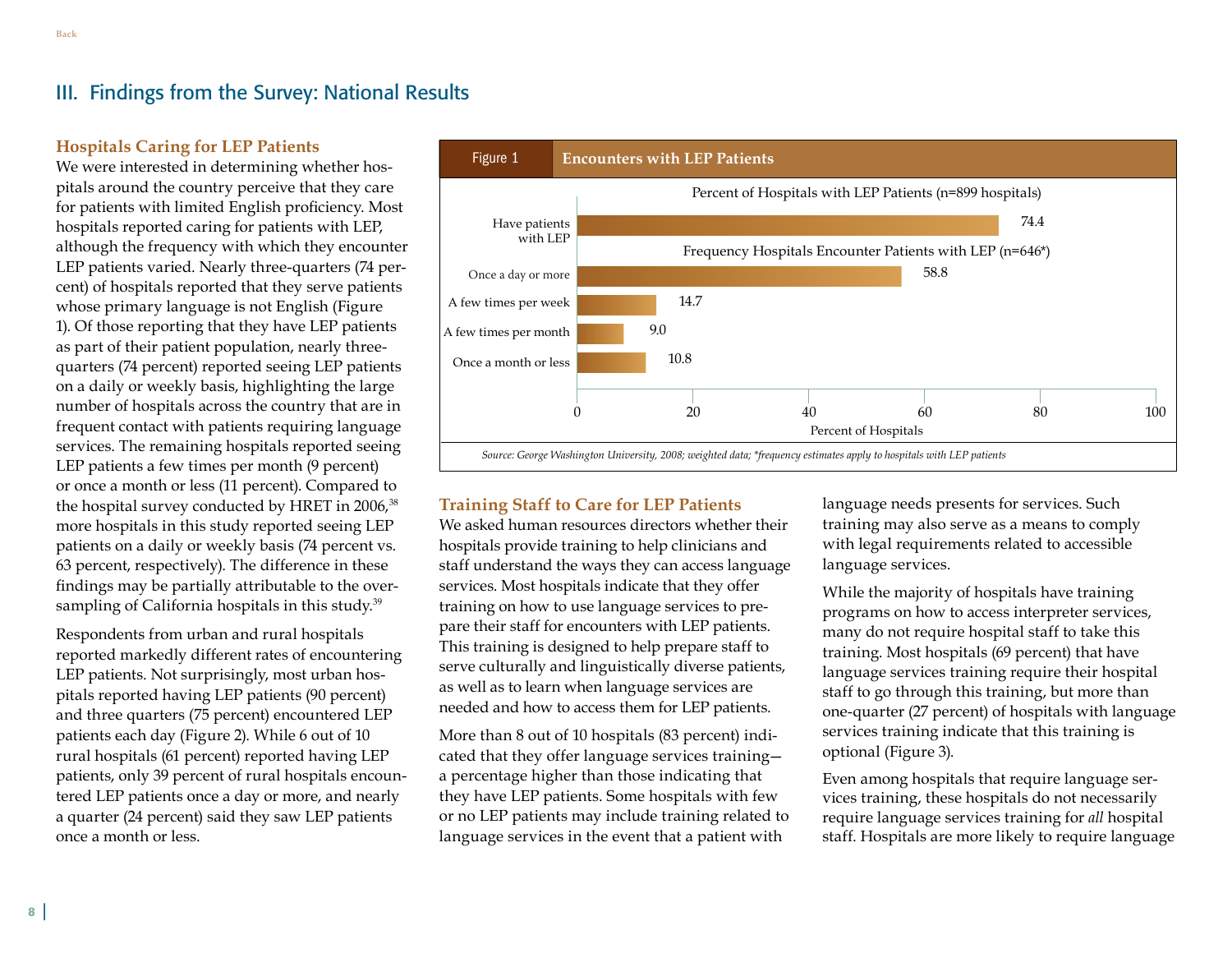## III. Findings from the Survey: National Results

### Hospitals Caring for LEP Patients

We were interested in determining whether hospitals around the country perceive that they care for patients with limited English proficiency. Most hospitals reported caring for patients with LEP, although the frequency with which they encounter LEP patients varied. Nearly three-quarters (74 percent) of hospitals reported that they serve patients whose primary language is not English (Figure 1). Of those reporting that they have LEP patients as part of their patient population, nearly three-quarters (74 percent) reported seeing LEP patients on a daily or weekly basis, highlighting the large number of hospitals across the country that are in frequent contact with patients requiring language services. The remaining hospitals reported seeing LEP patients a few times per month (9 percent) or once a month or less (11 percent). Compared to the hospital survey conducted by HRET in 2006,[38] more hospitals in this study reported seeing LEP patients on a daily or weekly basis (74 percent vs. 63 percent, respectively). The difference in these findings may be partially attributable to the oversampling of California hospitals in this study.[39]

Respondents from urban and rural hospitals reported markedly different rates of encountering LEP patients. Not surprisingly, most urban hospitals reported having LEP patients (90 percent) and three quarters (75 percent) encountered LEP patients each day (Figure 2). While 6 out of 10 rural hospitals (61 percent) reported having LEP patients, only 39 percent of rural hospitals encountered LEP patients once a day or more, and nearly a quarter (24 percent) said they saw LEP patients once a month or less.

**Figure 1 Encounters with LEP Patients**

Percent of Hospitals with LEP Patients (n=899 hospitals)

| | Percent of Hospitals |
|---|---|
| Have patients with LEP | 74.4 |

Frequency Hospitals Encounter Patients with LEP (n=646*)

| | Percent of Hospitals |
|---|---|
| Once a day or more | 58.8 |
| A few times per week | 14.7 |
| A few times per month | 9.0 |
| Once a month or less | 10.8 |

*Source: George Washington University, 2008; weighted data; *frequency estimates apply to hospitals with LEP patients*

### Training Staff to Care for LEP Patients

We asked human resources directors whether their hospitals provide training to help clinicians and staff understand the ways they can access language services. Most hospitals indicate that they offer training on how to use language services to prepare their staff for encounters with LEP patients. This training is designed to help prepare staff to serve culturally and linguistically diverse patients, as well as to learn when language services are needed and how to access them for LEP patients.

More than 8 out of 10 hospitals (83 percent) indicated that they offer language services training—a percentage higher than those indicating that they have LEP patients. Some hospitals with few or no LEP patients may include training related to language services in the event that a patient with language needs presents for services. Such training may also serve as a means to comply with legal requirements related to accessible language services.

While the majority of hospitals have training programs on how to access interpreter services, many do not require hospital staff to take this training. Most hospitals (69 percent) that have language services training require their hospital staff to go through this training, but more than one-quarter (27 percent) of hospitals with language services training indicate that this training is optional (Figure 3).

Even among hospitals that require language services training, these hospitals do not necessarily require language services training for *all* hospital staff. Hospitals are more likely to require language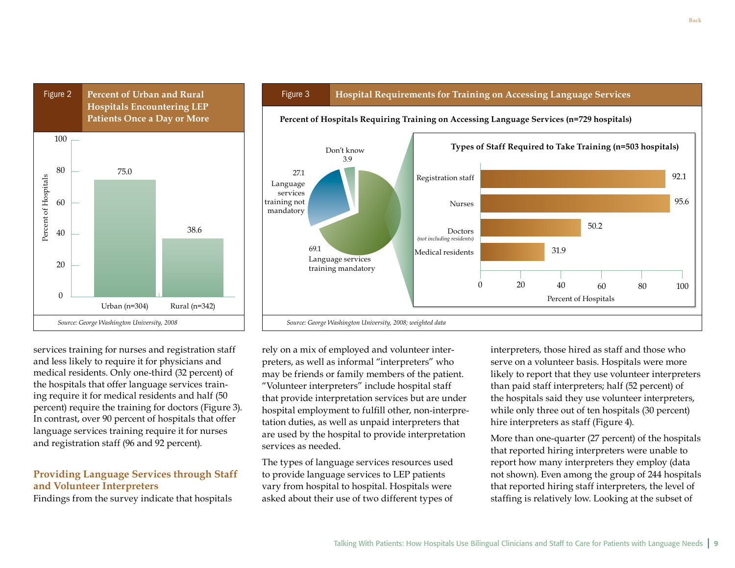Figure 2 **Percent of Urban and Rural Hospitals Encountering LEP Patients Once a Day or More**

| | Percent of Hospitals |
|---|---|
| Urban (n=304) | 75.0 |
| Rural (n=342) | 38.6 |

*Source: George Washington University, 2008*

Figure 3 **Hospital Requirements for Training on Accessing Language Services**

**Percent of Hospitals Requiring Training on Accessing Language Services (n=729 hospitals)**

| | Percent |
|---|---|
| Language services training mandatory | 69.1 |
| Language services training not mandatory | 27.1 |
| Don't know | 3.9 |

**Types of Staff Required to Take Training (n=503 hospitals)**

| | Percent of Hospitals |
|---|---|
| Registration staff | 92.1 |
| Nurses | 95.6 |
| Doctors *(not including residents)* | 50.2 |
| Medical residents | 31.9 |

*Source: George Washington University, 2008; weighted data*

services training for nurses and registration staff and less likely to require it for physicians and medical residents. Only one-third (32 percent) of the hospitals that offer language services training require it for medical residents and half (50 percent) require the training for doctors (Figure 3). In contrast, over 90 percent of hospitals that offer language services training require it for nurses and registration staff (96 and 92 percent).

### Providing Language Services through Staff and Volunteer Interpreters

Findings from the survey indicate that hospitals rely on a mix of employed and volunteer interpreters, as well as informal "interpreters" who may be friends or family members of the patient. "Volunteer interpreters" include hospital staff that provide interpretation services but are under hospital employment to fulfill other, non-interpretation duties, as well as unpaid interpreters that are used by the hospital to provide interpretation services as needed.

The types of language services resources used to provide language services to LEP patients vary from hospital to hospital. Hospitals were asked about their use of two different types of interpreters, those hired as staff and those who serve on a volunteer basis. Hospitals were more likely to report that they use volunteer interpreters than paid staff interpreters; half (52 percent) of the hospitals said they use volunteer interpreters, while only three out of ten hospitals (30 percent) hire interpreters as staff (Figure 4).

More than one-quarter (27 percent) of the hospitals that reported hiring interpreters were unable to report how many interpreters they employ (data not shown). Even among the group of 244 hospitals that reported hiring staff interpreters, the level of staffing is relatively low. Looking at the subset of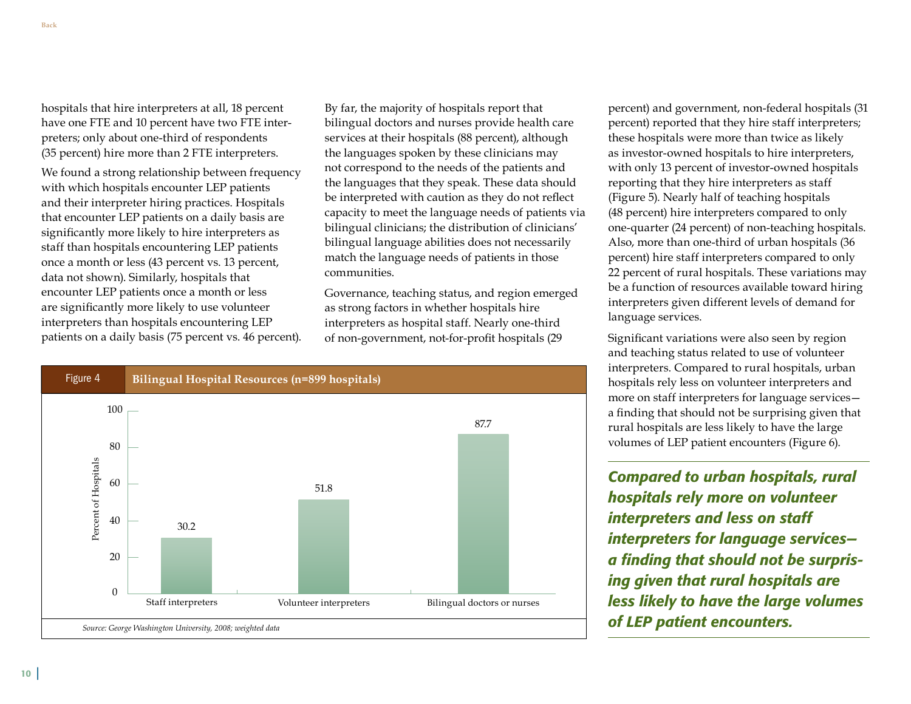hospitals that hire interpreters at all, 18 percent have one FTE and 10 percent have two FTE interpreters; only about one-third of respondents (35 percent) hire more than 2 FTE interpreters.

We found a strong relationship between frequency with which hospitals encounter LEP patients and their interpreter hiring practices. Hospitals that encounter LEP patients on a daily basis are significantly more likely to hire interpreters as staff than hospitals encountering LEP patients once a month or less (43 percent vs. 13 percent, data not shown). Similarly, hospitals that encounter LEP patients once a month or less are significantly more likely to use volunteer interpreters than hospitals encountering LEP patients on a daily basis (75 percent vs. 46 percent).

By far, the majority of hospitals report that bilingual doctors and nurses provide health care services at their hospitals (88 percent), although the languages spoken by these clinicians may not correspond to the needs of the patients and the languages that they speak. These data should be interpreted with caution as they do not reflect capacity to meet the language needs of patients via bilingual clinicians; the distribution of clinicians' bilingual language abilities does not necessarily match the language needs of patients in those communities.

Governance, teaching status, and region emerged as strong factors in whether hospitals hire interpreters as hospital staff. Nearly one-third of non-government, not-for-profit hospitals (29 percent) and government, non-federal hospitals (31 percent) reported that they hire staff interpreters; these hospitals were more than twice as likely as investor-owned hospitals to hire interpreters, with only 13 percent of investor-owned hospitals reporting that they hire interpreters as staff (Figure 5). Nearly half of teaching hospitals (48 percent) hire interpreters compared to only one-quarter (24 percent) of non-teaching hospitals. Also, more than one-third of urban hospitals (36 percent) hire staff interpreters compared to only 22 percent of rural hospitals. These variations may be a function of resources available toward hiring interpreters given different levels of demand for language services.

Significant variations were also seen by region and teaching status related to use of volunteer interpreters. Compared to rural hospitals, urban hospitals rely less on volunteer interpreters and more on staff interpreters for language services—a finding that should not be surprising given that rural hospitals are less likely to have the large volumes of LEP patient encounters (Figure 6).

***Compared to urban hospitals, rural hospitals rely more on volunteer interpreters and less on staff interpreters for language services—a finding that should not be surprising given that rural hospitals are less likely to have the large volumes of LEP patient encounters.***

**Figure 4 Bilingual Hospital Resources (n=899 hospitals)**

| | Percent of Hospitals |
|---|---|
| Staff interpreters | 30.2 |
| Volunteer interpreters | 51.8 |
| Bilingual doctors or nurses | 87.7 |

*Source: George Washington University, 2008; weighted data*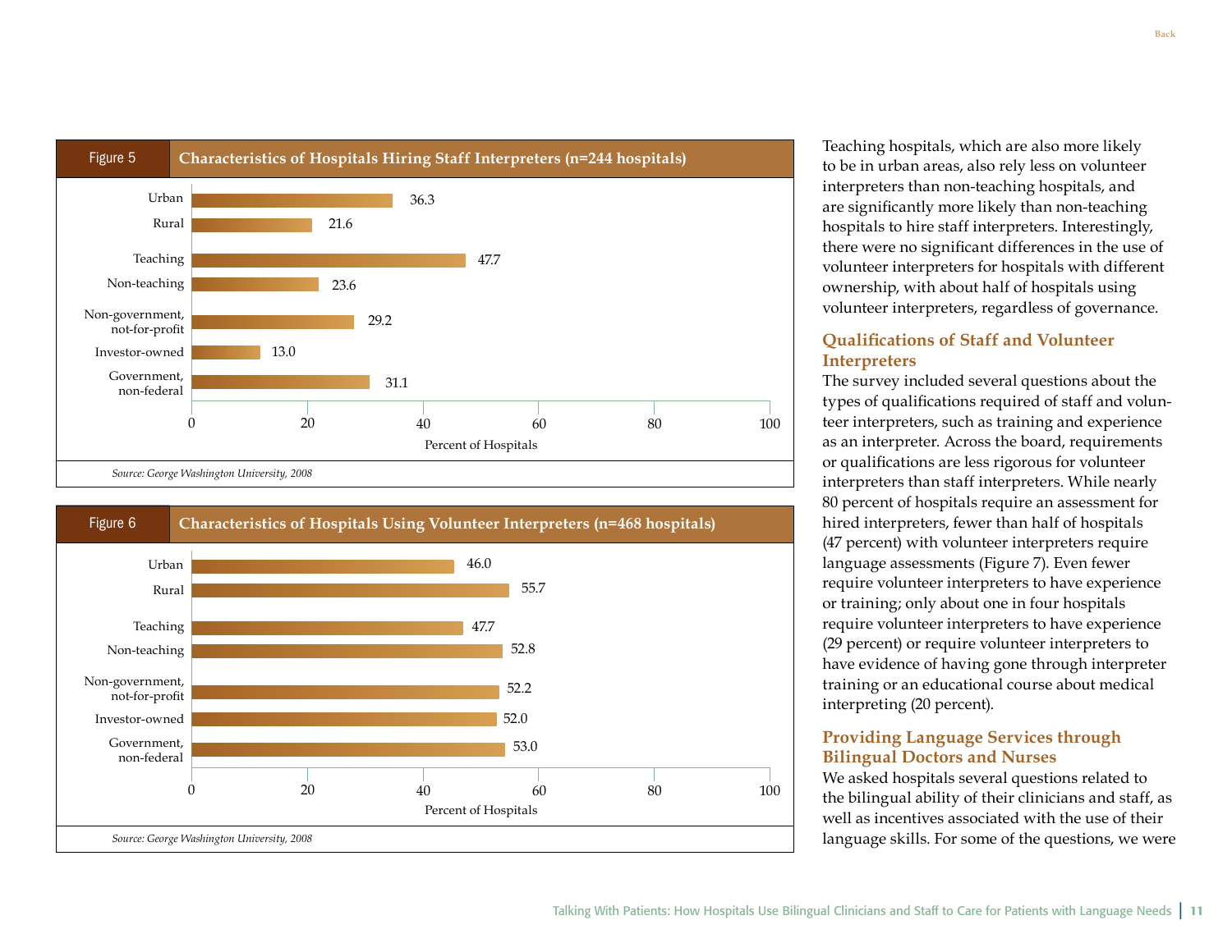**Figure 5** **Characteristics of Hospitals Hiring Staff Interpreters (n=244 hospitals)**

| Characteristic | Percent of Hospitals |
| --- | --- |
| Urban | 36.3 |
| Rural | 21.6 |
| Teaching | 47.7 |
| Non-teaching | 23.6 |
| Non-government, not-for-profit | 29.2 |
| Investor-owned | 13.0 |
| Government, non-federal | 31.1 |

*Source: George Washington University, 2008*

**Figure 6** **Characteristics of Hospitals Using Volunteer Interpreters (n=468 hospitals)**

| Characteristic | Percent of Hospitals |
| --- | --- |
| Urban | 46.0 |
| Rural | 55.7 |
| Teaching | 47.7 |
| Non-teaching | 52.8 |
| Non-government, not-for-profit | 52.2 |
| Investor-owned | 52.0 |
| Government, non-federal | 53.0 |

*Source: George Washington University, 2008*

Teaching hospitals, which are also more likely to be in urban areas, also rely less on volunteer interpreters than non-teaching hospitals, and are significantly more likely than non-teaching hospitals to hire staff interpreters. Interestingly, there were no significant differences in the use of volunteer interpreters for hospitals with different ownership, with about half of hospitals using volunteer interpreters, regardless of governance.

## Qualifications of Staff and Volunteer Interpreters

The survey included several questions about the types of qualifications required of staff and volunteer interpreters, such as training and experience as an interpreter. Across the board, requirements or qualifications are less rigorous for volunteer interpreters than staff interpreters. While nearly 80 percent of hospitals require an assessment for hired interpreters, fewer than half of hospitals (47 percent) with volunteer interpreters require language assessments (Figure 7). Even fewer require volunteer interpreters to have experience or training; only about one in four hospitals require volunteer interpreters to have experience (29 percent) or require volunteer interpreters to have evidence of having gone through interpreter training or an educational course about medical interpreting (20 percent).

## Providing Language Services through Bilingual Doctors and Nurses

We asked hospitals several questions related to the bilingual ability of their clinicians and staff, as well as incentives associated with the use of their language skills. For some of the questions, we were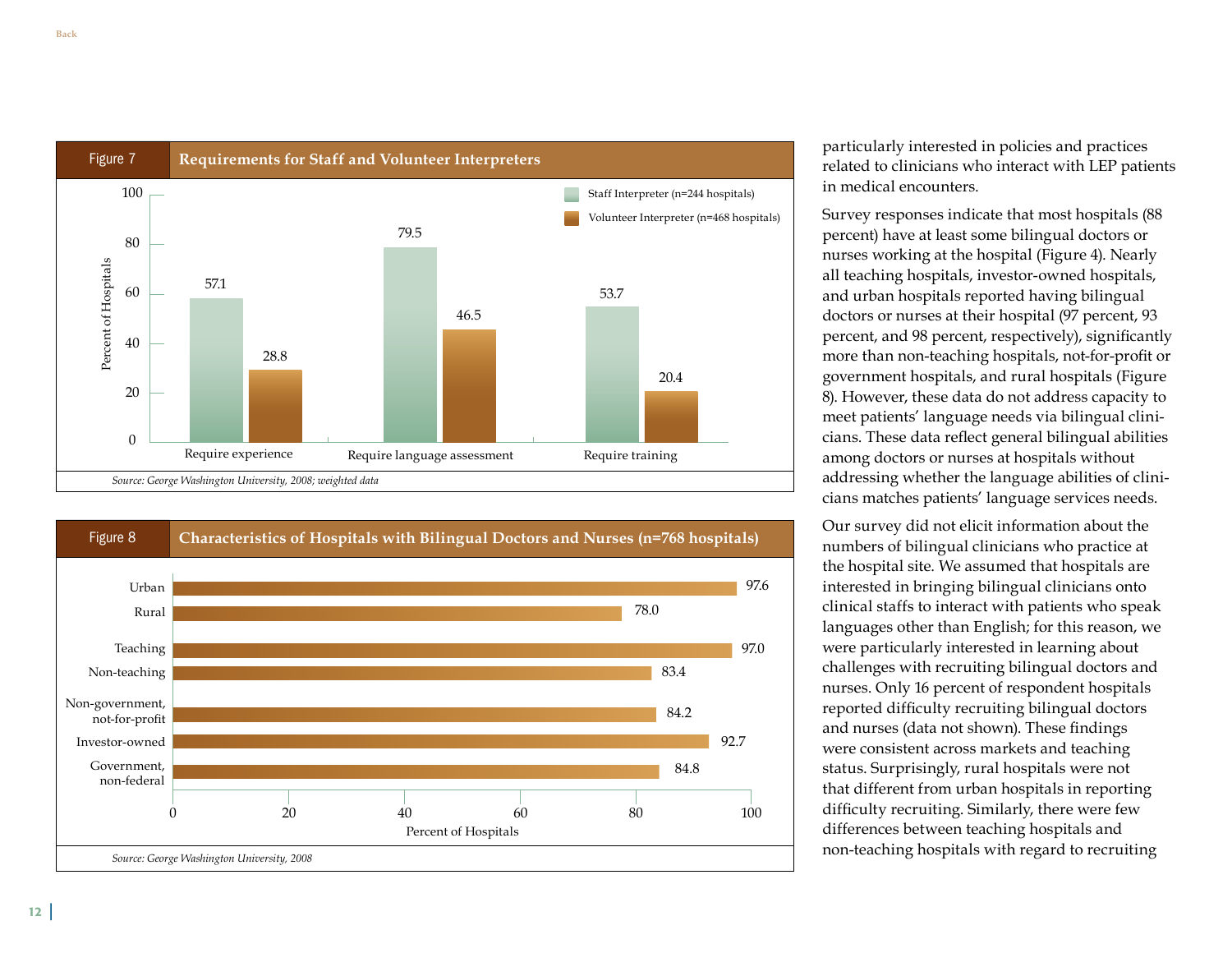**Figure 7 Requirements for Staff and Volunteer Interpreters**

| | Staff Interpreter (n=244 hospitals) | Volunteer Interpreter (n=468 hospitals) |
|---|---|---|
| Require experience | 57.1 | 28.8 |
| Require language assessment | 79.5 | 46.5 |
| Require training | 53.7 | 20.4 |

*Source: George Washington University, 2008; weighted data*

**Figure 8 Characteristics of Hospitals with Bilingual Doctors and Nurses (n=768 hospitals)**

| | Percent of Hospitals |
|---|---|
| Urban | 97.6 |
| Rural | 78.0 |
| Teaching | 97.0 |
| Non-teaching | 83.4 |
| Non-government, not-for-profit | 84.2 |
| Investor-owned | 92.7 |
| Government, non-federal | 84.8 |

*Source: George Washington University, 2008*

particularly interested in policies and practices related to clinicians who interact with LEP patients in medical encounters.

Survey responses indicate that most hospitals (88 percent) have at least some bilingual doctors or nurses working at the hospital (Figure 4). Nearly all teaching hospitals, investor-owned hospitals, and urban hospitals reported having bilingual doctors or nurses at their hospital (97 percent, 93 percent, and 98 percent, respectively), significantly more than non-teaching hospitals, not-for-profit or government hospitals, and rural hospitals (Figure 8). However, these data do not address capacity to meet patients' language needs via bilingual clinicians. These data reflect general bilingual abilities among doctors or nurses at hospitals without addressing whether the language abilities of clinicians matches patients' language services needs.

Our survey did not elicit information about the numbers of bilingual clinicians who practice at the hospital site. We assumed that hospitals are interested in bringing bilingual clinicians onto clinical staffs to interact with patients who speak languages other than English; for this reason, we were particularly interested in learning about challenges with recruiting bilingual doctors and nurses. Only 16 percent of respondent hospitals reported difficulty recruiting bilingual doctors and nurses (data not shown). These findings were consistent across markets and teaching status. Surprisingly, rural hospitals were not that different from urban hospitals in reporting difficulty recruiting. Similarly, there were few differences between teaching hospitals and non-teaching hospitals with regard to recruiting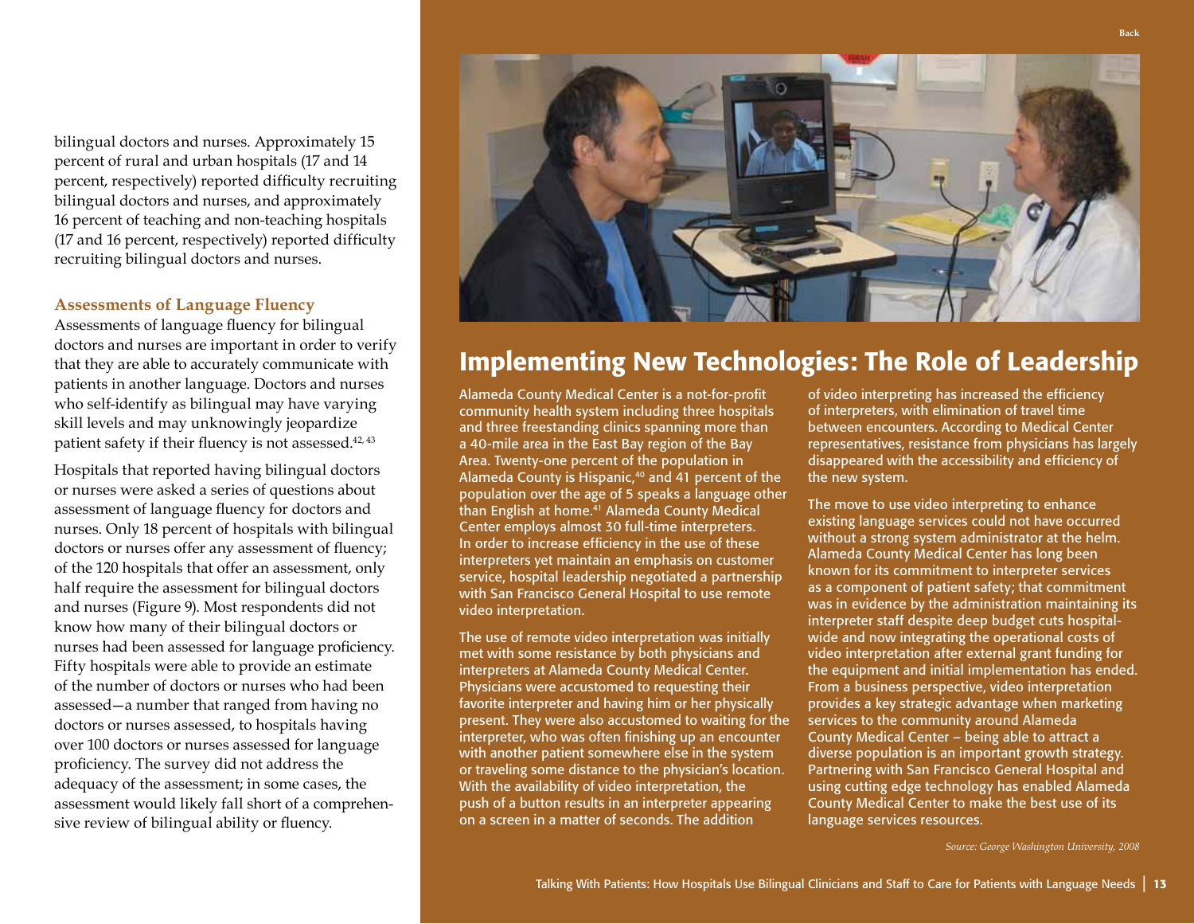bilingual doctors and nurses. Approximately 15 percent of rural and urban hospitals (17 and 14 percent, respectively) reported difficulty recruiting bilingual doctors and nurses, and approximately 16 percent of teaching and non-teaching hospitals (17 and 16 percent, respectively) reported difficulty recruiting bilingual doctors and nurses.

### Assessments of Language Fluency

Assessments of language fluency for bilingual doctors and nurses are important in order to verify that they are able to accurately communicate with patients in another language. Doctors and nurses who self-identify as bilingual may have varying skill levels and may unknowingly jeopardize patient safety if their fluency is not assessed.[42, 43]

Hospitals that reported having bilingual doctors or nurses were asked a series of questions about assessment of language fluency for doctors and nurses. Only 18 percent of hospitals with bilingual doctors or nurses offer any assessment of fluency; of the 120 hospitals that offer an assessment, only half require the assessment for bilingual doctors and nurses (Figure 9). Most respondents did not know how many of their bilingual doctors or nurses had been assessed for language proficiency. Fifty hospitals were able to provide an estimate of the number of doctors or nurses who had been assessed—a number that ranged from having no doctors or nurses assessed, to hospitals having over 100 doctors or nurses assessed for language proficiency. The survey did not address the adequacy of the assessment; in some cases, the assessment would likely fall short of a comprehensive review of bilingual ability or fluency.

## Implementing New Technologies: The Role of Leadership

Alameda County Medical Center is a not-for-profit community health system including three hospitals and three freestanding clinics spanning more than a 40-mile area in the East Bay region of the Bay Area. Twenty-one percent of the population in Alameda County is Hispanic,[40] and 41 percent of the population over the age of 5 speaks a language other than English at home.[41] Alameda County Medical Center employs almost 30 full-time interpreters. In order to increase efficiency in the use of these interpreters yet maintain an emphasis on customer service, hospital leadership negotiated a partnership with San Francisco General Hospital to use remote video interpretation.

The use of remote video interpretation was initially met with some resistance by both physicians and interpreters at Alameda County Medical Center. Physicians were accustomed to requesting their favorite interpreter and having him or her physically present. They were also accustomed to waiting for the interpreter, who was often finishing up an encounter with another patient somewhere else in the system or traveling some distance to the physician's location. With the availability of video interpretation, the push of a button results in an interpreter appearing on a screen in a matter of seconds. The addition of video interpreting has increased the efficiency of interpreters, with elimination of travel time between encounters. According to Medical Center representatives, resistance from physicians has largely disappeared with the accessibility and efficiency of the new system.

The move to use video interpreting to enhance existing language services could not have occurred without a strong system administrator at the helm. Alameda County Medical Center has long been known for its commitment to interpreter services as a component of patient safety; that commitment was in evidence by the administration maintaining its interpreter staff despite deep budget cuts hospital-wide and now integrating the operational costs of video interpretation after external grant funding for the equipment and initial implementation has ended. From a business perspective, video interpretation provides a key strategic advantage when marketing services to the community around Alameda County Medical Center – being able to attract a diverse population is an important growth strategy. Partnering with San Francisco General Hospital and using cutting edge technology has enabled Alameda County Medical Center to make the best use of its language services resources.

*Source: George Washington University, 2008*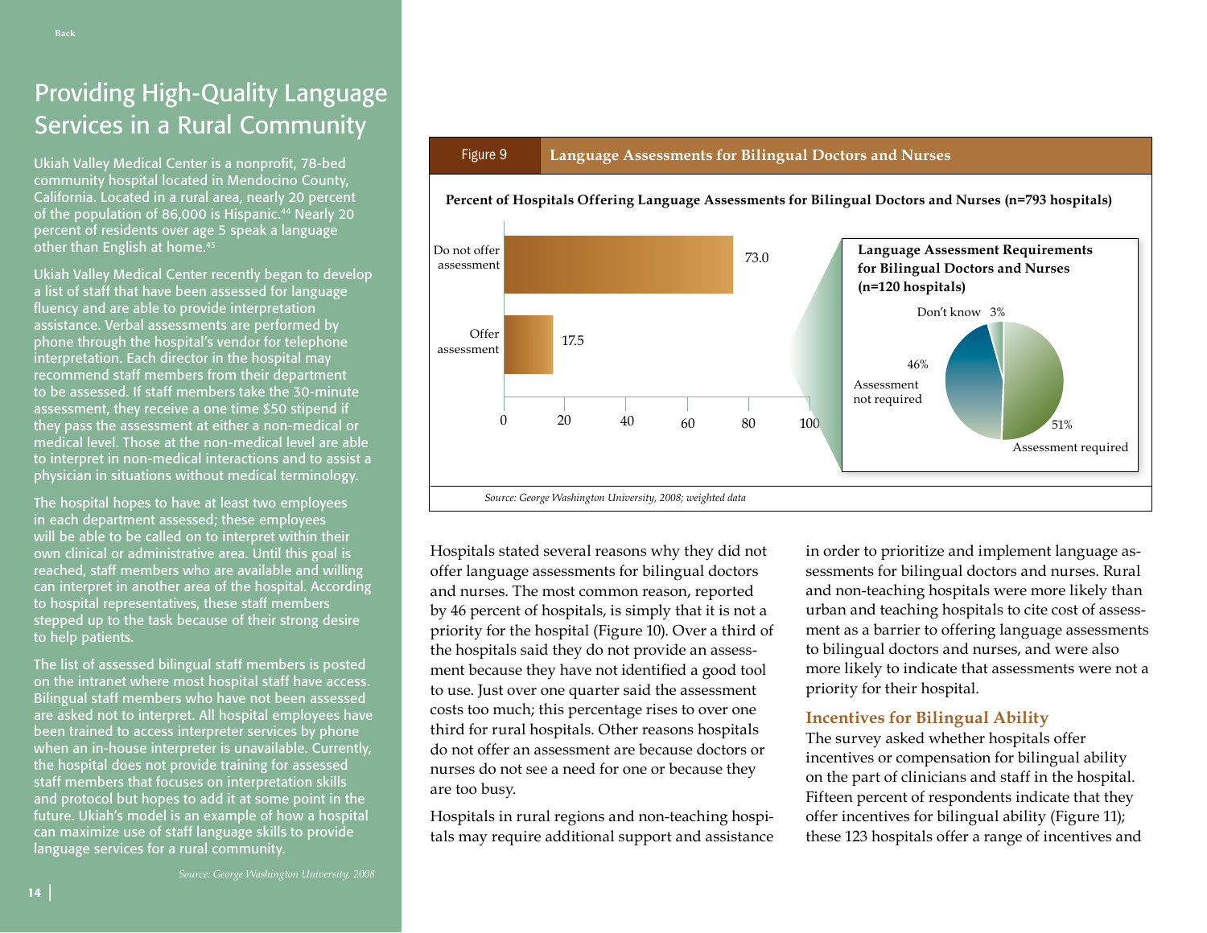# Providing High-Quality Language Services in a Rural Community

Ukiah Valley Medical Center is a nonprofit, 78-bed community hospital located in Mendocino County, California. Located in a rural area, nearly 20 percent of the population of 86,000 is Hispanic.[44] Nearly 20 percent of residents over age 5 speak a language other than English at home.[45]

Ukiah Valley Medical Center recently began to develop a list of staff that have been assessed for language fluency and are able to provide interpretation assistance. Verbal assessments are performed by phone through the hospital's vendor for telephone interpretation. Each director in the hospital may recommend staff members from their department to be assessed. If staff members take the 30-minute assessment, they receive a one time $50 stipend if they pass the assessment at either a non-medical or medical level. Those at the non-medical level are able to interpret in non-medical interactions and to assist a physician in situations without medical terminology.

The hospital hopes to have at least two employees in each department assessed; these employees will be able to be called on to interpret within their own clinical or administrative area. Until this goal is reached, staff members who are available and willing can interpret in another area of the hospital. According to hospital representatives, these staff members stepped up to the task because of their strong desire to help patients.

The list of assessed bilingual staff members is posted on the intranet where most hospital staff have access. Bilingual staff members who have not been assessed are asked not to interpret. All hospital employees have been trained to access interpreter services by phone when an in-house interpreter is unavailable. Currently, the hospital does not provide training for assessed staff members that focuses on interpretation skills and protocol but hopes to add it at some point in the future. Ukiah's model is an example of how a hospital can maximize use of staff language skills to provide language services for a rural community.

*Source: George Washington University, 2008*

**Figure 9 Language Assessments for Bilingual Doctors and Nurses**

**Percent of Hospitals Offering Language Assessments for Bilingual Doctors and Nurses (n=793 hospitals)**

| | Percent |
|---|---|
| Do not offer assessment | 73.0 |
| Offer assessment | 17.5 |

**Language Assessment Requirements for Bilingual Doctors and Nurses (n=120 hospitals)**

| | Percent |
|---|---|
| Assessment required | 51% |
| Assessment not required | 46% |
| Don't know | 3% |

*Source: George Washington University, 2008; weighted data*

Hospitals stated several reasons why they did not offer language assessments for bilingual doctors and nurses. The most common reason, reported by 46 percent of hospitals, is simply that it is not a priority for the hospital (Figure 10). Over a third of the hospitals said they do not provide an assessment because they have not identified a good tool to use. Just over one quarter said the assessment costs too much; this percentage rises to over one third for rural hospitals. Other reasons hospitals do not offer an assessment are because doctors or nurses do not see a need for one or because they are too busy.

Hospitals in rural regions and non-teaching hospitals may require additional support and assistance in order to prioritize and implement language assessments for bilingual doctors and nurses. Rural and non-teaching hospitals were more likely than urban and teaching hospitals to cite cost of assessment as a barrier to offering language assessments to bilingual doctors and nurses, and were also more likely to indicate that assessments were not a priority for their hospital.

## Incentives for Bilingual Ability

The survey asked whether hospitals offer incentives or compensation for bilingual ability on the part of clinicians and staff in the hospital. Fifteen percent of respondents indicate that they offer incentives for bilingual ability (Figure 11); these 123 hospitals offer a range of incentives and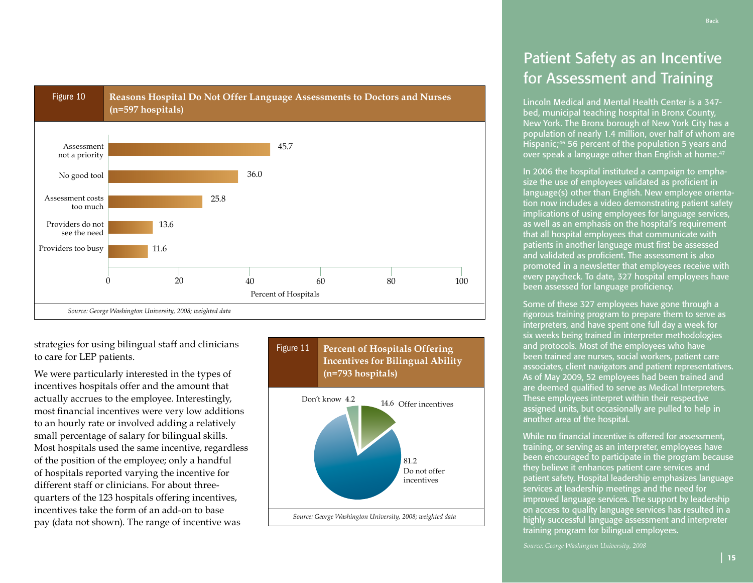Figure 10 **Reasons Hospital Do Not Offer Language Assessments to Doctors and Nurses (n=597 hospitals)**

| Reason | Percent of Hospitals |
|---|---|
| Assessment not a priority | 45.7 |
| No good tool | 36.0 |
| Assessment costs too much | 25.8 |
| Providers do not see the need | 13.6 |
| Providers too busy | 11.6 |

*Source: George Washington University, 2008; weighted data*

strategies for using bilingual staff and clinicians to care for LEP patients.

We were particularly interested in the types of incentives hospitals offer and the amount that actually accrues to the employee. Interestingly, most financial incentives were very low additions to an hourly rate or involved adding a relatively small percentage of salary for bilingual skills. Most hospitals used the same incentive, regardless of the position of the employee; only a handful of hospitals reported varying the incentive for different staff or clinicians. For about three-quarters of the 123 hospitals offering incentives, incentives take the form of an add-on to base pay (data not shown). The range of incentive was

Figure 11 **Percent of Hospitals Offering Incentives for Bilingual Ability (n=793 hospitals)**

| Response | Percent |
|---|---|
| Offer incentives | 14.6 |
| Do not offer incentives | 81.2 |
| Don't know | 4.2 |

*Source: George Washington University, 2008; weighted data*

## Patient Safety as an Incentive for Assessment and Training

Lincoln Medical and Mental Health Center is a 347-bed, municipal teaching hospital in Bronx County, New York. The Bronx borough of New York City has a population of nearly 1.4 million, over half of whom are Hispanic;[46] 56 percent of the population 5 years and over speak a language other than English at home.[47]

In 2006 the hospital instituted a campaign to emphasize the use of employees validated as proficient in language(s) other than English. New employee orientation now includes a video demonstrating patient safety implications of using employees for language services, as well as an emphasis on the hospital's requirement that all hospital employees that communicate with patients in another language must first be assessed and validated as proficient. The assessment is also promoted in a newsletter that employees receive with every paycheck. To date, 327 hospital employees have been assessed for language proficiency.

Some of these 327 employees have gone through a rigorous training program to prepare them to serve as interpreters, and have spent one full day a week for six weeks being trained in interpreter methodologies and protocols. Most of the employees who have been trained are nurses, social workers, patient care associates, client navigators and patient representatives. As of May 2009, 52 employees had been trained and are deemed qualified to serve as Medical Interpreters. These employees interpret within their respective assigned units, but occasionally are pulled to help in another area of the hospital.

While no financial incentive is offered for assessment, training, or serving as an interpreter, employees have been encouraged to participate in the program because they believe it enhances patient care services and patient safety. Hospital leadership emphasizes language services at leadership meetings and the need for improved language services. The support by leadership on access to quality language services has resulted in a highly successful language assessment and interpreter training program for bilingual employees.

*Source: George Washington University, 2008*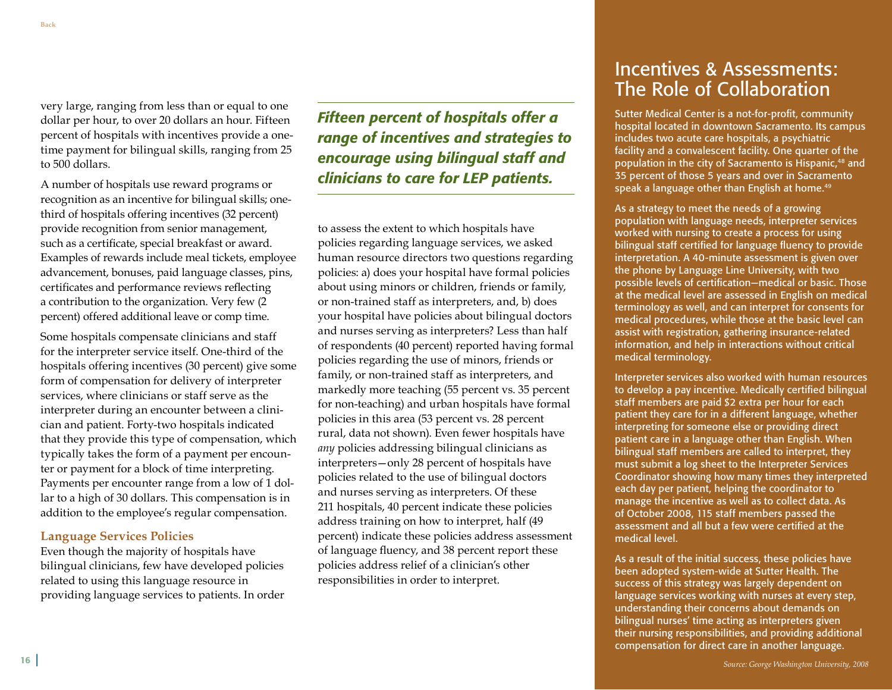very large, ranging from less than or equal to one dollar per hour, to over 20 dollars an hour. Fifteen percent of hospitals with incentives provide a one-time payment for bilingual skills, ranging from 25 to 500 dollars.

A number of hospitals use reward programs or recognition as an incentive for bilingual skills; one-third of hospitals offering incentives (32 percent) provide recognition from senior management, such as a certificate, special breakfast or award. Examples of rewards include meal tickets, employee advancement, bonuses, paid language classes, pins, certificates and performance reviews reflecting a contribution to the organization. Very few (2 percent) offered additional leave or comp time.

Some hospitals compensate clinicians and staff for the interpreter service itself. One-third of the hospitals offering incentives (30 percent) give some form of compensation for delivery of interpreter services, where clinicians or staff serve as the interpreter during an encounter between a clinician and patient. Forty-two hospitals indicated that they provide this type of compensation, which typically takes the form of a payment per encounter or payment for a block of time interpreting. Payments per encounter range from a low of 1 dollar to a high of 30 dollars. This compensation is in addition to the employee's regular compensation.

### Language Services Policies

Even though the majority of hospitals have bilingual clinicians, few have developed policies related to using this language resource in providing language services to patients. In order to assess the extent to which hospitals have policies regarding language services, we asked human resource directors two questions regarding policies: a) does your hospital have formal policies about using minors or children, friends or family, or non-trained staff as interpreters, and, b) does your hospital have policies about bilingual doctors and nurses serving as interpreters? Less than half of respondents (40 percent) reported having formal policies regarding the use of minors, friends or family, or non-trained staff as interpreters, and markedly more teaching (55 percent vs. 35 percent for non-teaching) and urban hospitals have formal policies in this area (53 percent vs. 28 percent rural, data not shown). Even fewer hospitals have *any* policies addressing bilingual clinicians as interpreters—only 28 percent of hospitals have policies related to the use of bilingual doctors and nurses serving as interpreters. Of these 211 hospitals, 40 percent indicate these policies address training on how to interpret, half (49 percent) indicate these policies address assessment of language fluency, and 38 percent report these policies address relief of a clinician's other responsibilities in order to interpret.

***Fifteen percent of hospitals offer a range of incentives and strategies to encourage using bilingual staff and clinicians to care for LEP patients.***

## Incentives & Assessments: The Role of Collaboration

Sutter Medical Center is a not-for-profit, community hospital located in downtown Sacramento. Its campus includes two acute care hospitals, a psychiatric facility and a convalescent facility. One quarter of the population in the city of Sacramento is Hispanic,[48] and 35 percent of those 5 years and over in Sacramento speak a language other than English at home.[49]

As a strategy to meet the needs of a growing population with language needs, interpreter services worked with nursing to create a process for using bilingual staff certified for language fluency to provide interpretation. A 40-minute assessment is given over the phone by Language Line University, with two possible levels of certification—medical or basic. Those at the medical level are assessed in English on medical terminology as well, and can interpret for consents for medical procedures, while those at the basic level can assist with registration, gathering insurance-related information, and help in interactions without critical medical terminology.

Interpreter services also worked with human resources to develop a pay incentive. Medically certified bilingual staff members are paid $2 extra per hour for each patient they care for in a different language, whether interpreting for someone else or providing direct patient care in a language other than English. When bilingual staff members are called to interpret, they must submit a log sheet to the Interpreter Services Coordinator showing how many times they interpreted each day per patient, helping the coordinator to manage the incentive as well as to collect data. As of October 2008, 115 staff members passed the assessment and all but a few were certified at the medical level.

As a result of the initial success, these policies have been adopted system-wide at Sutter Health. The success of this strategy was largely dependent on language services working with nurses at every step, understanding their concerns about demands on bilingual nurses' time acting as interpreters given their nursing responsibilities, and providing additional compensation for direct care in another language.

*Source: George Washington University, 2008*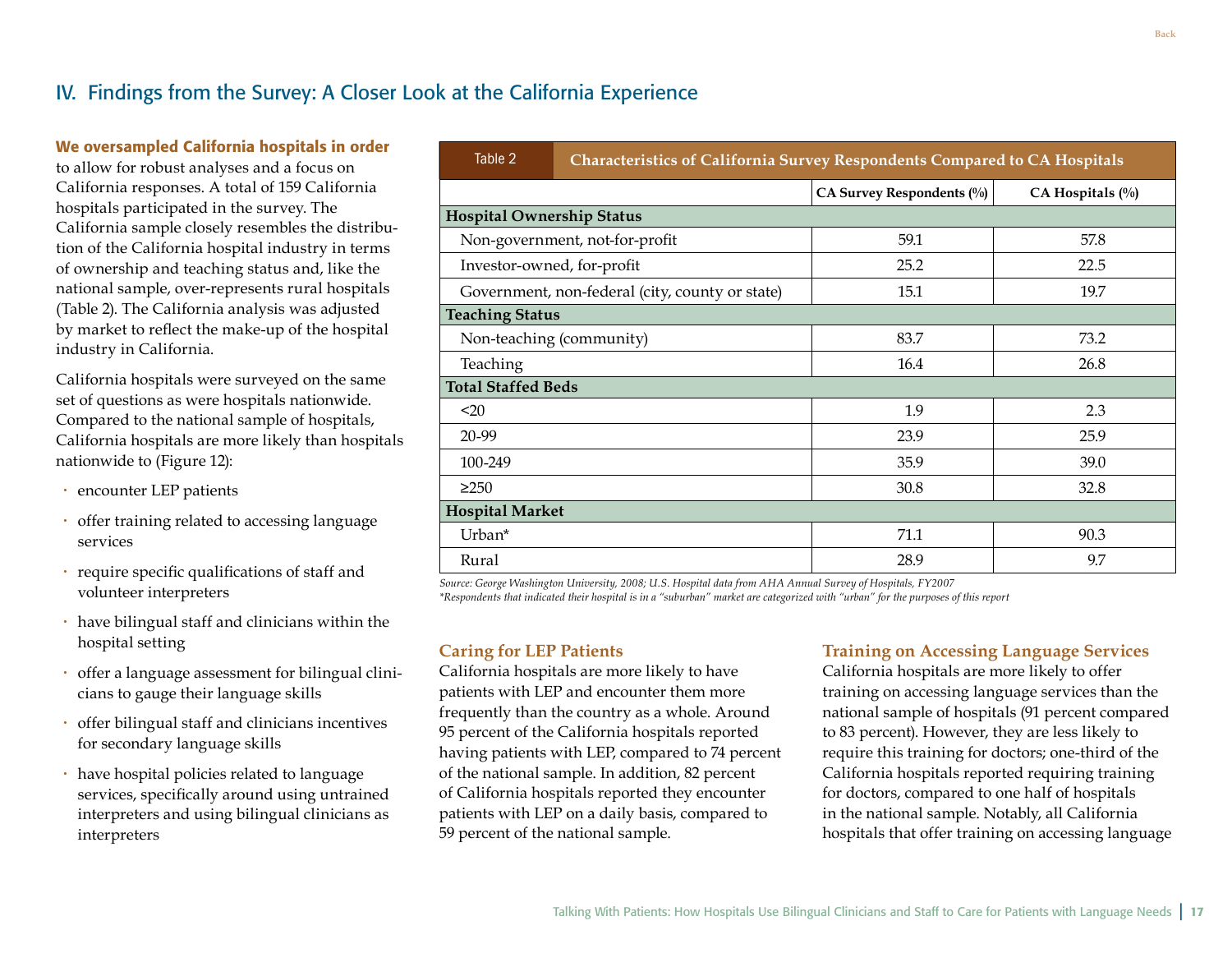## IV. Findings from the Survey: A Closer Look at the California Experience

**We oversampled California hospitals in order** to allow for robust analyses and a focus on California responses. A total of 159 California hospitals participated in the survey. The California sample closely resembles the distribution of the California hospital industry in terms of ownership and teaching status and, like the national sample, over-represents rural hospitals (Table 2). The California analysis was adjusted by market to reflect the make-up of the hospital industry in California.

California hospitals were surveyed on the same set of questions as were hospitals nationwide. Compared to the national sample of hospitals, California hospitals are more likely than hospitals nationwide to (Figure 12):

- encounter LEP patients
- offer training related to accessing language services
- require specific qualifications of staff and volunteer interpreters
- have bilingual staff and clinicians within the hospital setting
- offer a language assessment for bilingual clinicians to gauge their language skills
- offer bilingual staff and clinicians incentives for secondary language skills
- have hospital policies related to language services, specifically around using untrained interpreters and using bilingual clinicians as interpreters

**Table 2 Characteristics of California Survey Respondents Compared to CA Hospitals**

| | CA Survey Respondents (%) | CA Hospitals (%) |
|---|---|---|
| **Hospital Ownership Status** | | |
| Non-government, not-for-profit | 59.1 | 57.8 |
| Investor-owned, for-profit | 25.2 | 22.5 |
| Government, non-federal (city, county or state) | 15.1 | 19.7 |
| **Teaching Status** | | |
| Non-teaching (community) | 83.7 | 73.2 |
| Teaching | 16.4 | 26.8 |
| **Total Staffed Beds** | | |
| <20 | 1.9 | 2.3 |
| 20-99 | 23.9 | 25.9 |
| 100-249 | 35.9 | 39.0 |
| ≥250 | 30.8 | 32.8 |
| **Hospital Market** | | |
| Urban* | 71.1 | 90.3 |
| Rural | 28.9 | 9.7 |

*Source: George Washington University, 2008; U.S. Hospital data from AHA Annual Survey of Hospitals, FY2007*
*\*Respondents that indicated their hospital is in a "suburban" market are categorized with "urban" for the purposes of this report*

### Caring for LEP Patients

California hospitals are more likely to have patients with LEP and encounter them more frequently than the country as a whole. Around 95 percent of the California hospitals reported having patients with LEP, compared to 74 percent of the national sample. In addition, 82 percent of California hospitals reported they encounter patients with LEP on a daily basis, compared to 59 percent of the national sample.

### Training on Accessing Language Services

California hospitals are more likely to offer training on accessing language services than the national sample of hospitals (91 percent compared to 83 percent). However, they are less likely to require this training for doctors; one-third of the California hospitals reported requiring training for doctors, compared to one half of hospitals in the national sample. Notably, all California hospitals that offer training on accessing language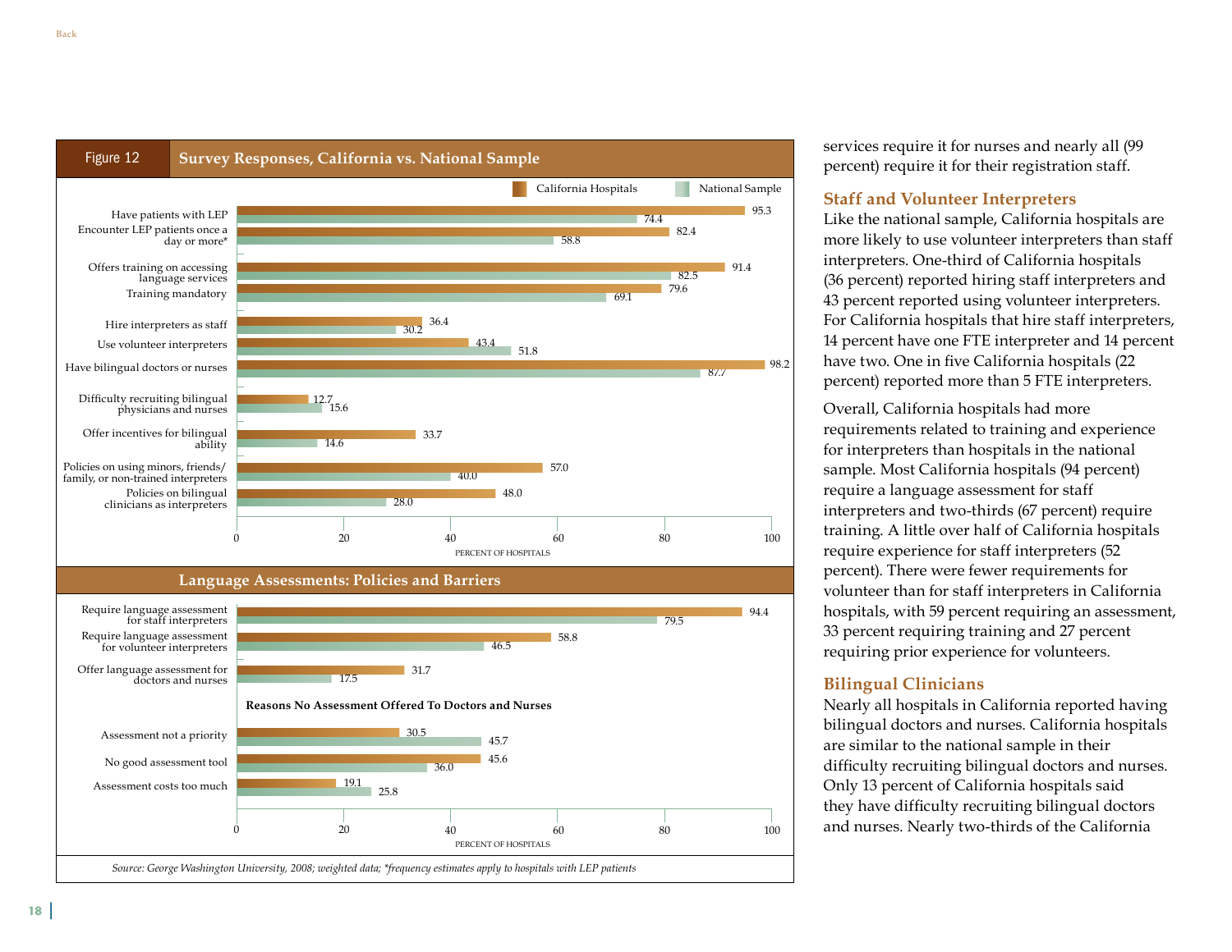**Figure 12 Survey Responses, California vs. National Sample**

| | California Hospitals | National Sample |
|---|---|---|
| Have patients with LEP | 95.3 | 74.4 |
| Encounter LEP patients once a day or more* | 82.4 | 58.8 |
| Offers training on accessing language services | 91.4 | 82.5 |
| Training mandatory | 79.6 | 69.1 |
| Hire interpreters as staff | 36.4 | 30.2 |
| Use volunteer interpreters | 43.4 | 51.8 |
| Have bilingual doctors or nurses | 98.2 | 87.7 |
| Difficulty recruiting bilingual physicians and nurses | 12.7 | 15.6 |
| Offer incentives for bilingual ability | 33.7 | 14.6 |
| Policies on using minors, friends/family, or non-trained interpreters | 57.0 | 40.0 |
| Policies on bilingual clinicians as interpreters | 48.0 | 28.0 |

PERCENT OF HOSPITALS

**Language Assessments: Policies and Barriers**

| | California Hospitals | National Sample |
|---|---|---|
| Require language assessment for staff interpreters | 94.4 | 79.5 |
| Require language assessment for volunteer interpreters | 58.8 | 46.5 |
| Offer language assessment for doctors and nurses | 31.7 | 17.5 |
| **Reasons No Assessment Offered To Doctors and Nurses** | | |
| Assessment not a priority | 30.5 | 45.7 |
| No good assessment tool | 45.6 | 36.0 |
| Assessment costs too much | 19.1 | 25.8 |

PERCENT OF HOSPITALS

*Source: George Washington University, 2008; weighted data; \*frequency estimates apply to hospitals with LEP patients*

services require it for nurses and nearly all (99 percent) require it for their registration staff.

## Staff and Volunteer Interpreters

Like the national sample, California hospitals are more likely to use volunteer interpreters than staff interpreters. One-third of California hospitals (36 percent) reported hiring staff interpreters and 43 percent reported using volunteer interpreters. For California hospitals that hire staff interpreters, 14 percent have one FTE interpreter and 14 percent have two. One in five California hospitals (22 percent) reported more than 5 FTE interpreters.

Overall, California hospitals had more requirements related to training and experience for interpreters than hospitals in the national sample. Most California hospitals (94 percent) require a language assessment for staff interpreters and two-thirds (67 percent) require training. A little over half of California hospitals require experience for staff interpreters (52 percent). There were fewer requirements for volunteer than for staff interpreters in California hospitals, with 59 percent requiring an assessment, 33 percent requiring training and 27 percent requiring prior experience for volunteers.

## Bilingual Clinicians

Nearly all hospitals in California reported having bilingual doctors and nurses. California hospitals are similar to the national sample in their difficulty recruiting bilingual doctors and nurses. Only 13 percent of California hospitals said they have difficulty recruiting bilingual doctors and nurses. Nearly two-thirds of the California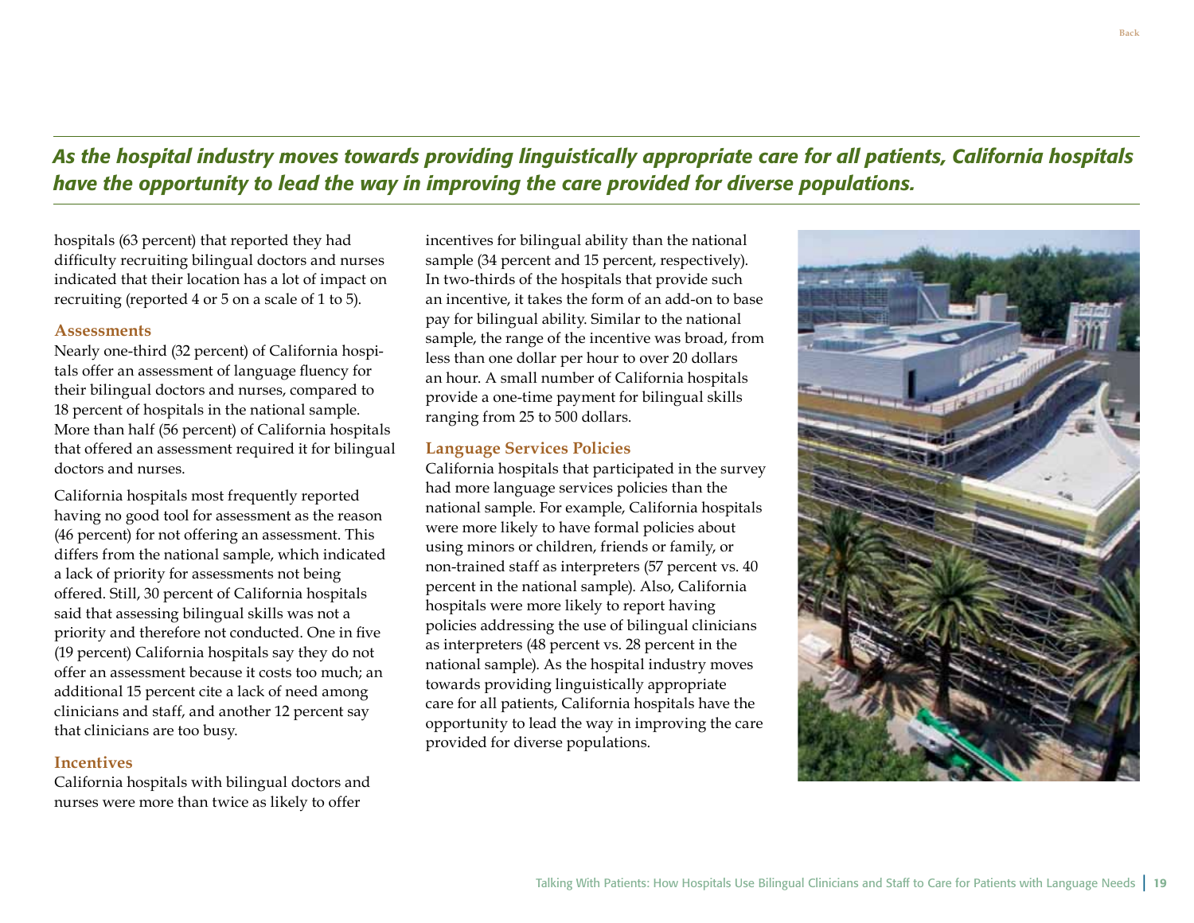*As the hospital industry moves towards providing linguistically appropriate care for all patients, California hospitals have the opportunity to lead the way in improving the care provided for diverse populations.*

hospitals (63 percent) that reported they had difficulty recruiting bilingual doctors and nurses indicated that their location has a lot of impact on recruiting (reported 4 or 5 on a scale of 1 to 5).

### Assessments

Nearly one-third (32 percent) of California hospitals offer an assessment of language fluency for their bilingual doctors and nurses, compared to 18 percent of hospitals in the national sample. More than half (56 percent) of California hospitals that offered an assessment required it for bilingual doctors and nurses.

California hospitals most frequently reported having no good tool for assessment as the reason (46 percent) for not offering an assessment. This differs from the national sample, which indicated a lack of priority for assessments not being offered. Still, 30 percent of California hospitals said that assessing bilingual skills was not a priority and therefore not conducted. One in five (19 percent) California hospitals say they do not offer an assessment because it costs too much; an additional 15 percent cite a lack of need among clinicians and staff, and another 12 percent say that clinicians are too busy.

### Incentives

California hospitals with bilingual doctors and nurses were more than twice as likely to offer incentives for bilingual ability than the national sample (34 percent and 15 percent, respectively). In two-thirds of the hospitals that provide such an incentive, it takes the form of an add-on to base pay for bilingual ability. Similar to the national sample, the range of the incentive was broad, from less than one dollar per hour to over 20 dollars an hour. A small number of California hospitals provide a one-time payment for bilingual skills ranging from 25 to 500 dollars.

### Language Services Policies

California hospitals that participated in the survey had more language services policies than the national sample. For example, California hospitals were more likely to have formal policies about using minors or children, friends or family, or non-trained staff as interpreters (57 percent vs. 40 percent in the national sample). Also, California hospitals were more likely to report having policies addressing the use of bilingual clinicians as interpreters (48 percent vs. 28 percent in the national sample). As the hospital industry moves towards providing linguistically appropriate care for all patients, California hospitals have the opportunity to lead the way in improving the care provided for diverse populations.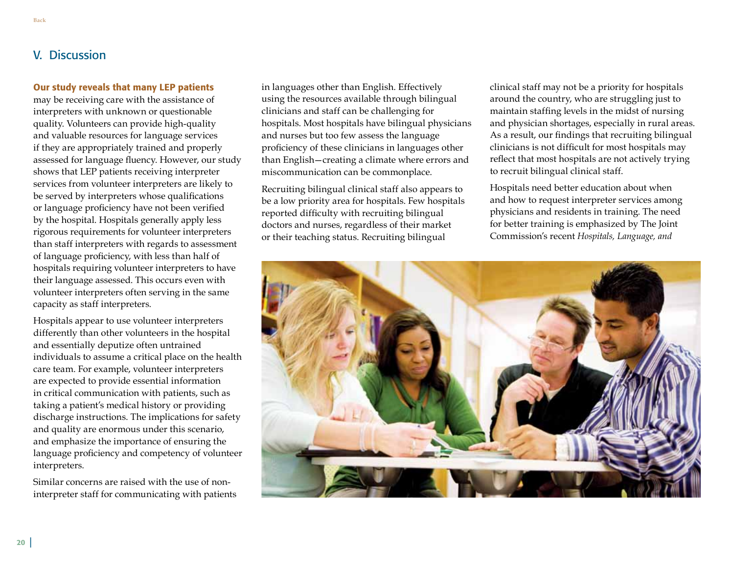## V. Discussion

**Our study reveals that many LEP patients** may be receiving care with the assistance of interpreters with unknown or questionable quality. Volunteers can provide high-quality and valuable resources for language services if they are appropriately trained and properly assessed for language fluency. However, our study shows that LEP patients receiving interpreter services from volunteer interpreters are likely to be served by interpreters whose qualifications or language proficiency have not been verified by the hospital. Hospitals generally apply less rigorous requirements for volunteer interpreters than staff interpreters with regards to assessment of language proficiency, with less than half of hospitals requiring volunteer interpreters to have their language assessed. This occurs even with volunteer interpreters often serving in the same capacity as staff interpreters.

Hospitals appear to use volunteer interpreters differently than other volunteers in the hospital and essentially deputize often untrained individuals to assume a critical place on the health care team. For example, volunteer interpreters are expected to provide essential information in critical communication with patients, such as taking a patient's medical history or providing discharge instructions. The implications for safety and quality are enormous under this scenario, and emphasize the importance of ensuring the language proficiency and competency of volunteer interpreters.

Similar concerns are raised with the use of non-interpreter staff for communicating with patients in languages other than English. Effectively using the resources available through bilingual clinicians and staff can be challenging for hospitals. Most hospitals have bilingual physicians and nurses but too few assess the language proficiency of these clinicians in languages other than English—creating a climate where errors and miscommunication can be commonplace.

Recruiting bilingual clinical staff also appears to be a low priority area for hospitals. Few hospitals reported difficulty with recruiting bilingual doctors and nurses, regardless of their market or their teaching status. Recruiting bilingual clinical staff may not be a priority for hospitals around the country, who are struggling just to maintain staffing levels in the midst of nursing and physician shortages, especially in rural areas. As a result, our findings that recruiting bilingual clinicians is not difficult for most hospitals may reflect that most hospitals are not actively trying to recruit bilingual clinical staff.

Hospitals need better education about when and how to request interpreter services among physicians and residents in training. The need for better training is emphasized by The Joint Commission's recent *Hospitals, Language, and*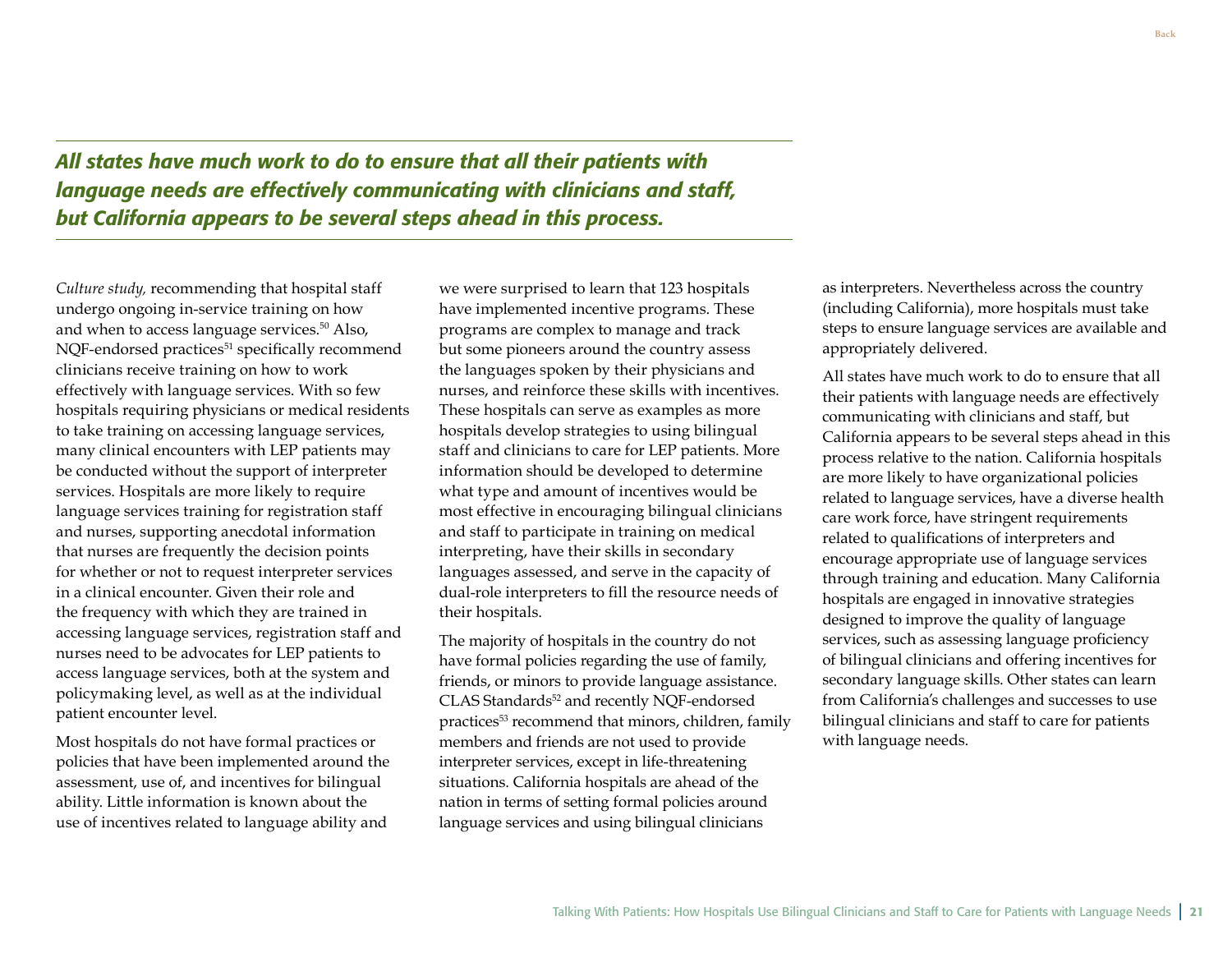***All states have much work to do to ensure that all their patients with language needs are effectively communicating with clinicians and staff, but California appears to be several steps ahead in this process.***

*Culture study,* recommending that hospital staff undergo ongoing in-service training on how and when to access language services.[50] Also, NQF-endorsed practices[51] specifically recommend clinicians receive training on how to work effectively with language services. With so few hospitals requiring physicians or medical residents to take training on accessing language services, many clinical encounters with LEP patients may be conducted without the support of interpreter services. Hospitals are more likely to require language services training for registration staff and nurses, supporting anecdotal information that nurses are frequently the decision points for whether or not to request interpreter services in a clinical encounter. Given their role and the frequency with which they are trained in accessing language services, registration staff and nurses need to be advocates for LEP patients to access language services, both at the system and policymaking level, as well as at the individual patient encounter level.

Most hospitals do not have formal practices or policies that have been implemented around the assessment, use of, and incentives for bilingual ability. Little information is known about the use of incentives related to language ability and we were surprised to learn that 123 hospitals have implemented incentive programs. These programs are complex to manage and track but some pioneers around the country assess the languages spoken by their physicians and nurses, and reinforce these skills with incentives. These hospitals can serve as examples as more hospitals develop strategies to using bilingual staff and clinicians to care for LEP patients. More information should be developed to determine what type and amount of incentives would be most effective in encouraging bilingual clinicians and staff to participate in training on medical interpreting, have their skills in secondary languages assessed, and serve in the capacity of dual-role interpreters to fill the resource needs of their hospitals.

The majority of hospitals in the country do not have formal policies regarding the use of family, friends, or minors to provide language assistance. CLAS Standards[52] and recently NQF-endorsed practices[53] recommend that minors, children, family members and friends are not used to provide interpreter services, except in life-threatening situations. California hospitals are ahead of the nation in terms of setting formal policies around language services and using bilingual clinicians as interpreters. Nevertheless across the country (including California), more hospitals must take steps to ensure language services are available and appropriately delivered.

All states have much work to do to ensure that all their patients with language needs are effectively communicating with clinicians and staff, but California appears to be several steps ahead in this process relative to the nation. California hospitals are more likely to have organizational policies related to language services, have a diverse health care work force, have stringent requirements related to qualifications of interpreters and encourage appropriate use of language services through training and education. Many California hospitals are engaged in innovative strategies designed to improve the quality of language services, such as assessing language proficiency of bilingual clinicians and offering incentives for secondary language skills. Other states can learn from California's challenges and successes to use bilingual clinicians and staff to care for patients with language needs.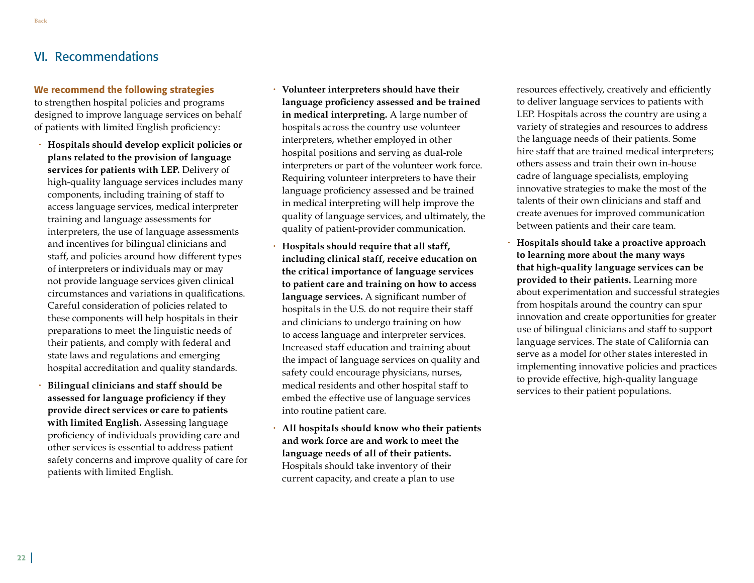## VI. Recommendations

**We recommend the following strategies** to strengthen hospital policies and programs designed to improve language services on behalf of patients with limited English proficiency:

- **Hospitals should develop explicit policies or plans related to the provision of language services for patients with LEP.** Delivery of high-quality language services includes many components, including training of staff to access language services, medical interpreter training and language assessments for interpreters, the use of language assessments and incentives for bilingual clinicians and staff, and policies around how different types of interpreters or individuals may or may not provide language services given clinical circumstances and variations in qualifications. Careful consideration of policies related to these components will help hospitals in their preparations to meet the linguistic needs of their patients, and comply with federal and state laws and regulations and emerging hospital accreditation and quality standards.
- **Bilingual clinicians and staff should be assessed for language proficiency if they provide direct services or care to patients with limited English.** Assessing language proficiency of individuals providing care and other services is essential to address patient safety concerns and improve quality of care for patients with limited English.
- **Volunteer interpreters should have their language proficiency assessed and be trained in medical interpreting.** A large number of hospitals across the country use volunteer interpreters, whether employed in other hospital positions and serving as dual-role interpreters or part of the volunteer work force. Requiring volunteer interpreters to have their language proficiency assessed and be trained in medical interpreting will help improve the quality of language services, and ultimately, the quality of patient-provider communication.
- **Hospitals should require that all staff, including clinical staff, receive education on the critical importance of language services to patient care and training on how to access language services.** A significant number of hospitals in the U.S. do not require their staff and clinicians to undergo training on how to access language and interpreter services. Increased staff education and training about the impact of language services on quality and safety could encourage physicians, nurses, medical residents and other hospital staff to embed the effective use of language services into routine patient care.
- **All hospitals should know who their patients and work force are and work to meet the language needs of all of their patients.** Hospitals should take inventory of their current capacity, and create a plan to use resources effectively, creatively and efficiently to deliver language services to patients with LEP. Hospitals across the country are using a variety of strategies and resources to address the language needs of their patients. Some hire staff that are trained medical interpreters; others assess and train their own in-house cadre of language specialists, employing innovative strategies to make the most of the talents of their own clinicians and staff and create avenues for improved communication between patients and their care team.
- **Hospitals should take a proactive approach to learning more about the many ways that high-quality language services can be provided to their patients.** Learning more about experimentation and successful strategies from hospitals around the country can spur innovation and create opportunities for greater use of bilingual clinicians and staff to support language services. The state of California can serve as a model for other states interested in implementing innovative policies and practices to provide effective, high-quality language services to their patient populations.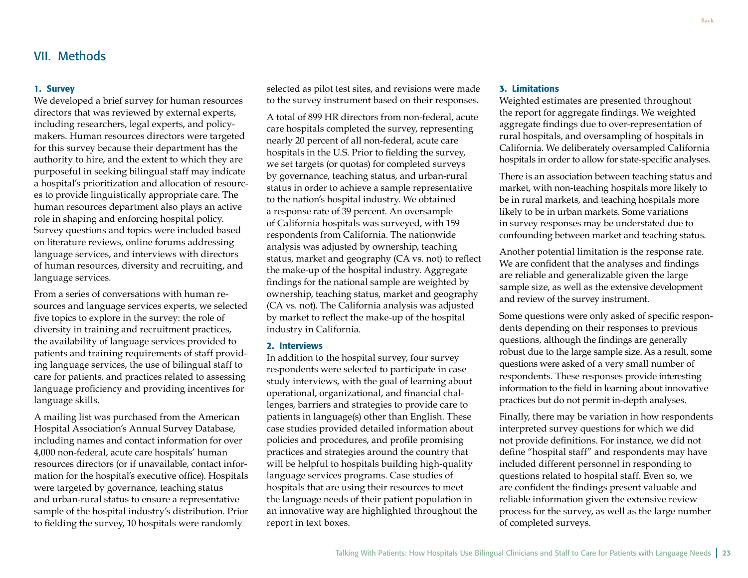## VII. Methods

### 1. Survey

We developed a brief survey for human resources directors that was reviewed by external experts, including researchers, legal experts, and policymakers. Human resources directors were targeted for this survey because their department has the authority to hire, and the extent to which they are purposeful in seeking bilingual staff may indicate a hospital's prioritization and allocation of resources to provide linguistically appropriate care. The human resources department also plays an active role in shaping and enforcing hospital policy. Survey questions and topics were included based on literature reviews, online forums addressing language services, and interviews with directors of human resources, diversity and recruiting, and language services.

From a series of conversations with human resources and language services experts, we selected five topics to explore in the survey: the role of diversity in training and recruitment practices, the availability of language services provided to patients and training requirements of staff providing language services, the use of bilingual staff to care for patients, and practices related to assessing language proficiency and providing incentives for language skills.

A mailing list was purchased from the American Hospital Association's Annual Survey Database, including names and contact information for over 4,000 non-federal, acute care hospitals' human resources directors (or if unavailable, contact information for the hospital's executive office). Hospitals were targeted by governance, teaching status and urban-rural status to ensure a representative sample of the hospital industry's distribution. Prior to fielding the survey, 10 hospitals were randomly selected as pilot test sites, and revisions were made to the survey instrument based on their responses.

A total of 899 HR directors from non-federal, acute care hospitals completed the survey, representing nearly 20 percent of all non-federal, acute care hospitals in the U.S. Prior to fielding the survey, we set targets (or quotas) for completed surveys by governance, teaching status, and urban-rural status in order to achieve a sample representative to the nation's hospital industry. We obtained a response rate of 39 percent. An oversample of California hospitals was surveyed, with 159 respondents from California. The nationwide analysis was adjusted by ownership, teaching status, market and geography (CA vs. not) to reflect the make-up of the hospital industry. Aggregate findings for the national sample are weighted by ownership, teaching status, market and geography (CA vs. not). The California analysis was adjusted by market to reflect the make-up of the hospital industry in California.

### 2. Interviews

In addition to the hospital survey, four survey respondents were selected to participate in case study interviews, with the goal of learning about operational, organizational, and financial challenges, barriers and strategies to provide care to patients in language(s) other than English. These case studies provided detailed information about policies and procedures, and profile promising practices and strategies around the country that will be helpful to hospitals building high-quality language services programs. Case studies of hospitals that are using their resources to meet the language needs of their patient population in an innovative way are highlighted throughout the report in text boxes.

### 3. Limitations

Weighted estimates are presented throughout the report for aggregate findings. We weighted aggregate findings due to over-representation of rural hospitals, and oversampling of hospitals in California. We deliberately oversampled California hospitals in order to allow for state-specific analyses.

There is an association between teaching status and market, with non-teaching hospitals more likely to be in rural markets, and teaching hospitals more likely to be in urban markets. Some variations in survey responses may be understated due to confounding between market and teaching status.

Another potential limitation is the response rate. We are confident that the analyses and findings are reliable and generalizable given the large sample size, as well as the extensive development and review of the survey instrument.

Some questions were only asked of specific respondents depending on their responses to previous questions, although the findings are generally robust due to the large sample size. As a result, some questions were asked of a very small number of respondents. These responses provide interesting information to the field in learning about innovative practices but do not permit in-depth analyses.

Finally, there may be variation in how respondents interpreted survey questions for which we did not provide definitions. For instance, we did not define "hospital staff" and respondents may have included different personnel in responding to questions related to hospital staff. Even so, we are confident the findings present valuable and reliable information given the extensive review process for the survey, as well as the large number of completed surveys.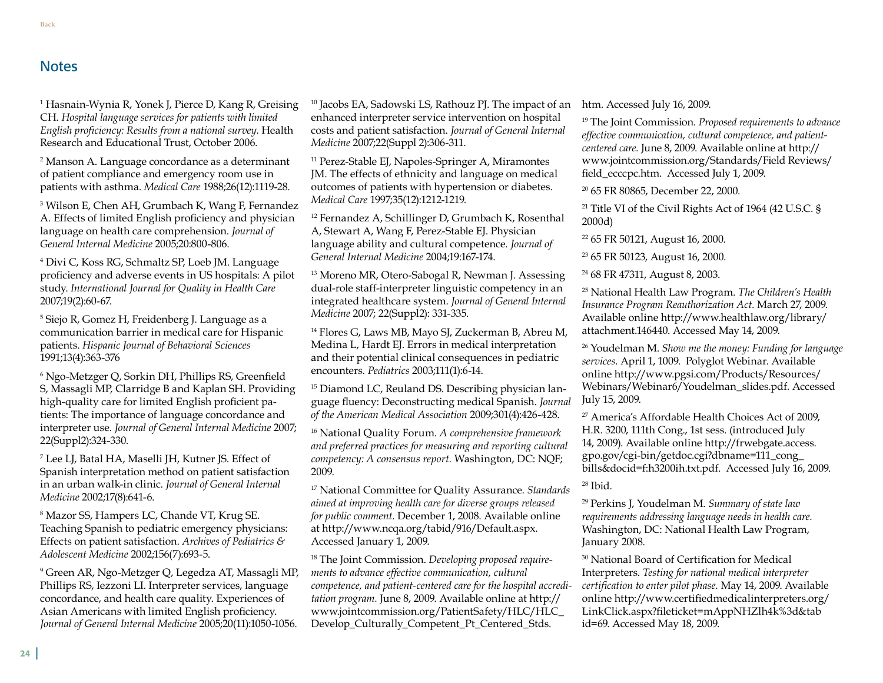## Notes

[1] Hasnain-Wynia R, Yonek J, Pierce D, Kang R, Greising CH. *Hospital language services for patients with limited English proficiency: Results from a national survey.* Health Research and Educational Trust, October 2006.

[2] Manson A. Language concordance as a determinant of patient compliance and emergency room use in patients with asthma. *Medical Care* 1988;26(12):1119-28.

[3] Wilson E, Chen AH, Grumbach K, Wang F, Fernandez A. Effects of limited English proficiency and physician language on health care comprehension. *Journal of General Internal Medicine* 2005;20:800-806.

[4] Divi C, Koss RG, Schmaltz SP, Loeb JM. Language proficiency and adverse events in US hospitals: A pilot study. *International Journal for Quality in Health Care* 2007;19(2):60-67.

[5] Siejo R, Gomez H, Freidenberg J. Language as a communication barrier in medical care for Hispanic patients. *Hispanic Journal of Behavioral Sciences* 1991;13(4):363-376

[6] Ngo-Metzger Q, Sorkin DH, Phillips RS, Greenfield S, Massagli MP, Claridge B and Kaplan SH. Providing high-quality care for limited English proficient patients: The importance of language concordance and interpreter use. *Journal of General Internal Medicine* 2007; 22(Suppl2):324-330.

[7] Lee LJ, Batal HA, Maselli JH, Kutner JS. Effect of Spanish interpretation method on patient satisfaction in an urban walk-in clinic. *Journal of General Internal Medicine* 2002;17(8):641-6.

[8] Mazor SS, Hampers LC, Chande VT, Krug SE. Teaching Spanish to pediatric emergency physicians: Effects on patient satisfaction. *Archives of Pediatrics & Adolescent Medicine* 2002;156(7):693-5.

[9] Green AR, Ngo-Metzger Q, Legedza AT, Massagli MP, Phillips RS, Iezzoni LI. Interpreter services, language concordance, and health care quality. Experiences of Asian Americans with limited English proficiency. *Journal of General Internal Medicine* 2005;20(11):1050-1056.

[10] Jacobs EA, Sadowski LS, Rathouz PJ. The impact of an enhanced interpreter service intervention on hospital costs and patient satisfaction. *Journal of General Internal Medicine* 2007;22(Suppl 2):306-311.

[11] Perez-Stable EJ, Napoles-Springer A, Miramontes JM. The effects of ethnicity and language on medical outcomes of patients with hypertension or diabetes. *Medical Care* 1997;35(12):1212-1219.

[12] Fernandez A, Schillinger D, Grumbach K, Rosenthal A, Stewart A, Wang F, Perez-Stable EJ. Physician language ability and cultural competence. *Journal of General Internal Medicine* 2004;19:167-174.

[13] Moreno MR, Otero-Sabogal R, Newman J. Assessing dual-role staff-interpreter linguistic competency in an integrated healthcare system. *Journal of General Internal Medicine* 2007; 22(Suppl2): 331-335.

[14] Flores G, Laws MB, Mayo SJ, Zuckerman B, Abreu M, Medina L, Hardt EJ. Errors in medical interpretation and their potential clinical consequences in pediatric encounters. *Pediatrics* 2003;111(1):6-14.

[15] Diamond LC, Reuland DS. Describing physician language fluency: Deconstructing medical Spanish. *Journal of the American Medical Association* 2009;301(4):426-428.

[16] National Quality Forum. *A comprehensive framework and preferred practices for measuring and reporting cultural competency: A consensus report.* Washington, DC: NQF; 2009.

[17] National Committee for Quality Assurance. *Standards aimed at improving health care for diverse groups released for public comment.* December 1, 2008. Available online at http://www.ncqa.org/tabid/916/Default.aspx. Accessed January 1, 2009.

[18] The Joint Commission. *Developing proposed requirements to advance effective communication, cultural competence, and patient-centered care for the hospital accreditation program.* June 8, 2009. Available online at http://www.jointcommission.org/PatientSafety/HLC/HLC_Develop_Culturally_Competent_Pt_Centered_Stds.htm. Accessed July 16, 2009.

[19] The Joint Commission. *Proposed requirements to advance effective communication, cultural competence, and patient-centered care.* June 8, 2009. Available online at http://www.jointcommission.org/Standards/Field Reviews/field_ecccpc.htm. Accessed July 1, 2009.

[20] 65 FR 80865, December 22, 2000.

[21] Title VI of the Civil Rights Act of 1964 (42 U.S.C. § 2000d)

[22] 65 FR 50121, August 16, 2000.

[23] 65 FR 50123, August 16, 2000.

[24] 68 FR 47311, August 8, 2003.

[25] National Health Law Program. *The Children's Health Insurance Program Reauthorization Act.* March 27, 2009. Available online http://www.healthlaw.org/library/attachment.146440. Accessed May 14, 2009.

[26] Youdelman M. *Show me the money: Funding for language services.* April 1, 1009. Polyglot Webinar. Available online http://www.pgsi.com/Products/Resources/Webinars/Webinar6/Youdelman_slides.pdf. Accessed July 15, 2009.

[27] America's Affordable Health Choices Act of 2009, H.R. 3200, 111th Cong., 1st sess. (introduced July 14, 2009). Available online http://frwebgate.access.gpo.gov/cgi-bin/getdoc.cgi?dbname=111_cong_bills&docid=f:h3200ih.txt.pdf. Accessed July 16, 2009.

[28] Ibid.

[29] Perkins J, Youdelman M. *Summary of state law requirements addressing language needs in health care.* Washington, DC: National Health Law Program, January 2008.

[30] National Board of Certification for Medical Interpreters. *Testing for national medical interpreter certification to enter pilot phase.* May 14, 2009. Available online http://www.certifiedmedicalinterpreters.org/LinkClick.aspx?fileticket=mAppNHZlh4k%3d&tabid=69. Accessed May 18, 2009.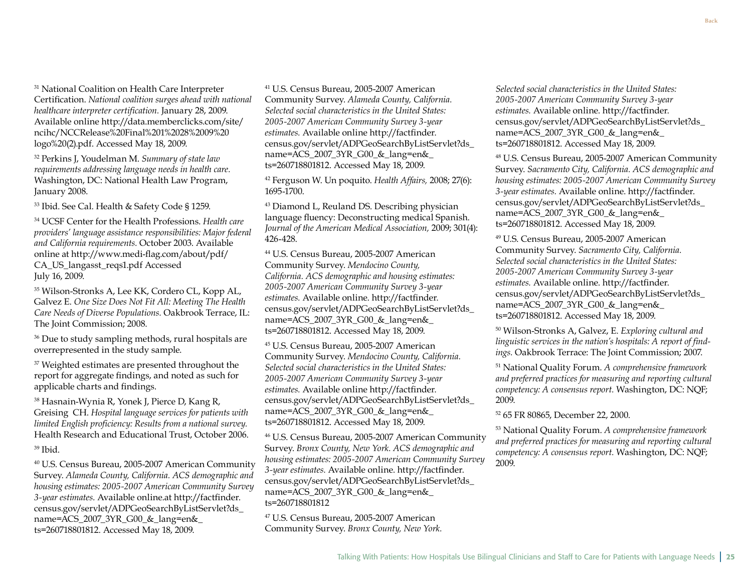[31] National Coalition on Health Care Interpreter Certification. *National coalition surges ahead with national healthcare interpreter certification*. January 28, 2009. Available online http://data.memberclicks.com/site/ncihc/NCCRelease%20Final%201%2028%2009%20logo%20(2).pdf. Accessed May 18, 2009.

[32] Perkins J, Youdelman M. *Summary of state law requirements addressing language needs in health care.* Washington, DC: National Health Law Program, January 2008.

[33] Ibid. See Cal. Health & Safety Code § 1259.

[34] UCSF Center for the Health Professions. *Health care providers' language assistance responsibilities: Major federal and California requirements.* October 2003. Available online at http://www.medi-flag.com/about/pdf/CA_US_langasst_reqs1.pdf Accessed July 16, 2009.

[35] Wilson-Stronks A, Lee KK, Cordero CL, Kopp AL, Galvez E. *One Size Does Not Fit All: Meeting The Health Care Needs of Diverse Populations.* Oakbrook Terrace, IL: The Joint Commission; 2008.

[36] Due to study sampling methods, rural hospitals are overrepresented in the study sample.

[37] Weighted estimates are presented throughout the report for aggregate findings, and noted as such for applicable charts and findings.

[38] Hasnain-Wynia R, Yonek J, Pierce D, Kang R, Greising CH. *Hospital language services for patients with limited English proficiency: Results from a national survey.* Health Research and Educational Trust, October 2006.

[39] Ibid.

[40] U.S. Census Bureau, 2005-2007 American Community Survey. *Alameda County, California. ACS demographic and housing estimates: 2005-2007 American Community Survey 3-year estimates.* Available online.at http://factfinder.census.gov/servlet/ADPGeoSearchByListServlet?ds_name=ACS_2007_3YR_G00_&_lang=en&_ts=260718801812. Accessed May 18, 2009.

[41] U.S. Census Bureau, 2005-2007 American Community Survey. *Alameda County, California. Selected social characteristics in the United States: 2005-2007 American Community Survey 3-year estimates.* Available online http://factfinder.census.gov/servlet/ADPGeoSearchByListServlet?ds_name=ACS_2007_3YR_G00_&_lang=en&_ts=260718801812. Accessed May 18, 2009.

[42] Ferguson W. Un poquito. *Health Affairs,* 2008; 27(6): 1695-1700.

[43] Diamond L, Reuland DS. Describing physician language fluency: Deconstructing medical Spanish. *Journal of the American Medical Association,* 2009; 301(4): 426-428.

[44] U.S. Census Bureau, 2005-2007 American Community Survey. *Mendocino County, California. ACS demographic and housing estimates: 2005-2007 American Community Survey 3-year estimates.* Available online. http://factfinder.census.gov/servlet/ADPGeoSearchByListServlet?ds_name=ACS_2007_3YR_G00_&_lang=en&_ts=260718801812. Accessed May 18, 2009.

[45] U.S. Census Bureau, 2005-2007 American Community Survey. *Mendocino County, California. Selected social characteristics in the United States: 2005-2007 American Community Survey 3-year estimates.* Available online http://factfinder.census.gov/servlet/ADPGeoSearchByListServlet?ds_name=ACS_2007_3YR_G00_&_lang=en&_ts=260718801812. Accessed May 18, 2009.

[46] U.S. Census Bureau, 2005-2007 American Community Survey. *Bronx County, New York. ACS demographic and housing estimates: 2005-2007 American Community Survey 3-year estimates.* Available online. http://factfinder.census.gov/servlet/ADPGeoSearchByListServlet?ds_name=ACS_2007_3YR_G00_&_lang=en&_ts=260718801812

[47] U.S. Census Bureau, 2005-2007 American Community Survey. *Bronx County, New York. Selected social characteristics in the United States: 2005-2007 American Community Survey 3-year estimates.* Available online. http://factfinder.census.gov/servlet/ADPGeoSearchByListServlet?ds_name=ACS_2007_3YR_G00_&_lang=en&_ts=260718801812. Accessed May 18, 2009.

[48] U.S. Census Bureau, 2005-2007 American Community Survey. *Sacramento City, California. ACS demographic and housing estimates: 2005-2007 American Community Survey 3-year estimates.* Available online. http://factfinder.census.gov/servlet/ADPGeoSearchByListServlet?ds_name=ACS_2007_3YR_G00_&_lang=en&_ts=260718801812. Accessed May 18, 2009.

[49] U.S. Census Bureau, 2005-2007 American Community Survey. *Sacramento City, California. Selected social characteristics in the United States: 2005-2007 American Community Survey 3-year estimates.* Available online. http://factfinder.census.gov/servlet/ADPGeoSearchByListServlet?ds_name=ACS_2007_3YR_G00_&_lang=en&_ts=260718801812. Accessed May 18, 2009.

[50] Wilson-Stronks A, Galvez, E. *Exploring cultural and linguistic services in the nation's hospitals: A report of findings.* Oakbrook Terrace: The Joint Commission; 2007.

[51] National Quality Forum. *A comprehensive framework and preferred practices for measuring and reporting cultural competency: A consensus report.* Washington, DC: NQF; 2009.

[52] 65 FR 80865, December 22, 2000.

[53] National Quality Forum. *A comprehensive framework and preferred practices for measuring and reporting cultural competency: A consensus report.* Washington, DC: NQF; 2009.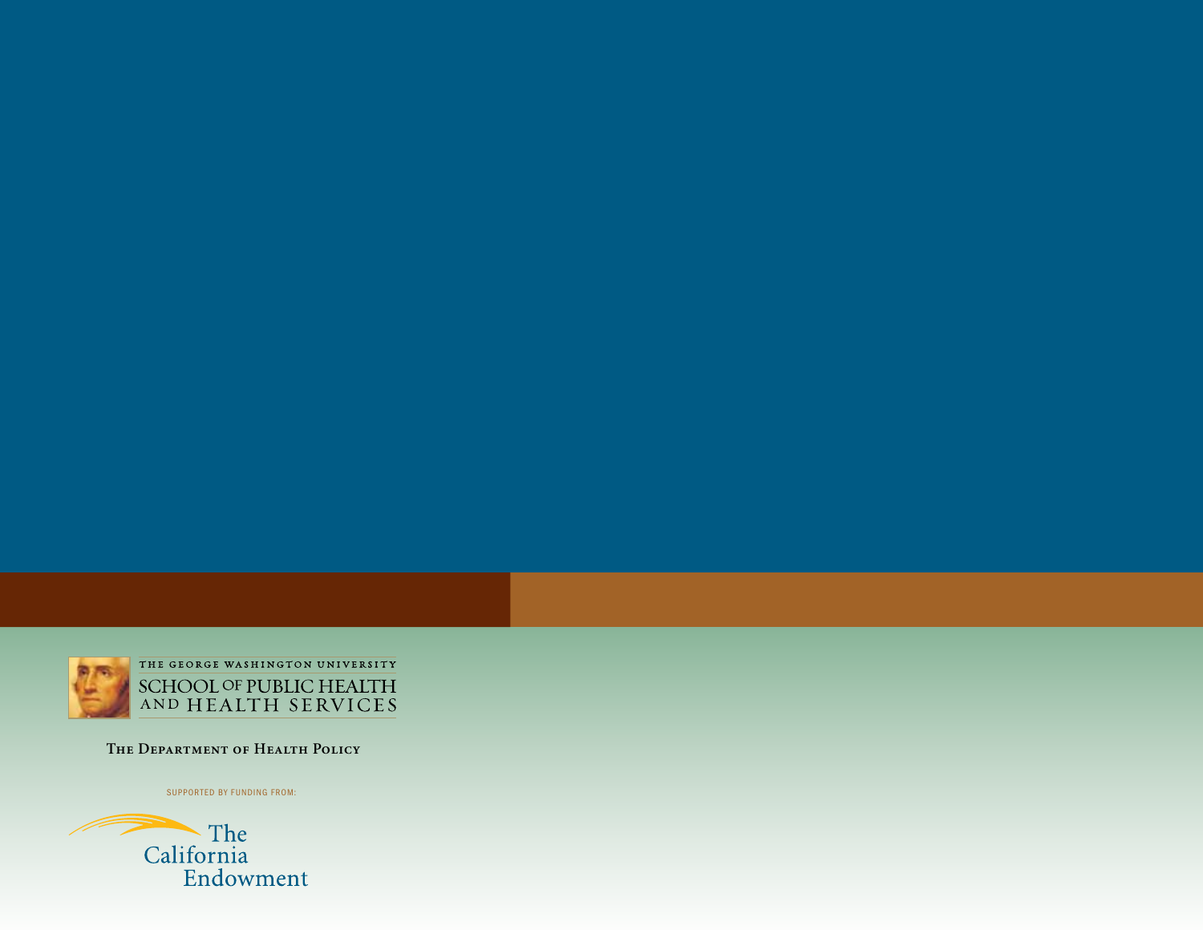THE GEORGE WASHINGTON UNIVERSITY

SCHOOL OF PUBLIC HEALTH AND HEALTH SERVICES

**The Department of Health Policy**

SUPPORTED BY FUNDING FROM:

The California Endowment